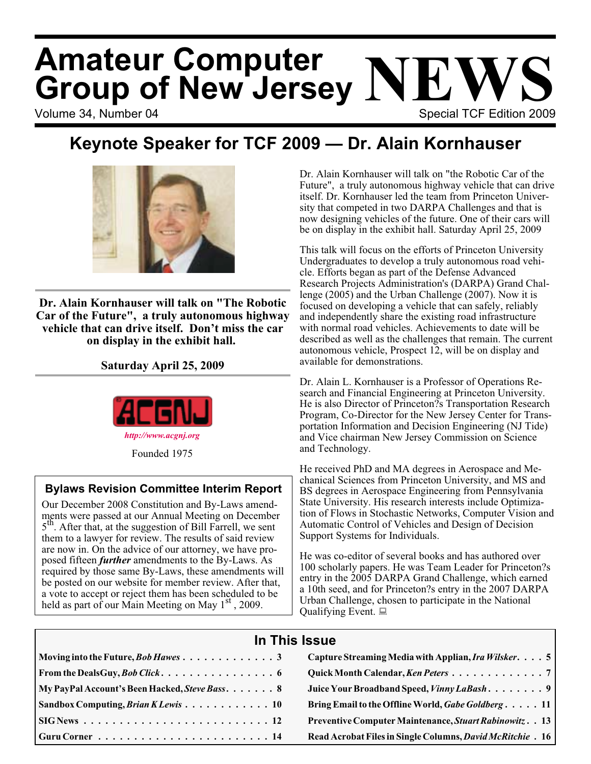# Amateur Computer Group of New Jersey NEWS

Volume 34, Number 04 — Special TCF Edition 2009

## Keynote Speaker for TCF 2009 — Dr. Alain Kornhauser

**Dr. Alain Kornhauser will talk on "The Robotic Car of the Future", a truly autonomous highway vehicle that can drive itself. Don't miss the car on display in the exhibit hall.**

**Saturday April 25, 2009**

ACGNJ

*http://www.acgnj.org*

Founded 1975

### Bylaws Revision Committee Interim Report

Our December 2008 Constitution and By-Laws amendments were passed at our Annual Meeting on December 5th. After that, at the suggestion of Bill Farrell, we sent them to a lawyer for review. The results of said review are now in. On the advice of our attorney, we have proposed fifteen ***further*** amendments to the By-Laws. As required by those same By-Laws, these amendments will be posted on our website for member review. After that, a vote to accept or reject them has been scheduled to be held as part of our Main Meeting on May 1st, 2009.

Dr. Alain Kornhauser will talk on "the Robotic Car of the Future", a truly autonomous highway vehicle that can drive itself. Dr. Kornhauser led the team from Princeton University that competed in two DARPA Challenges and that is now designing vehicles of the future. One of their cars will be on display in the exhibit hall. Saturday April 25, 2009

This talk will focus on the efforts of Princeton University Undergraduates to develop a truly autonomous road vehicle. Efforts began as part of the Defense Advanced Research Projects Administration's (DARPA) Grand Challenge (2005) and the Urban Challenge (2007). Now it is focused on developing a vehicle that can safely, reliably and independently share the existing road infrastructure with normal road vehicles. Achievements to date will be described as well as the challenges that remain. The current autonomous vehicle, Prospect 12, will be on display and available for demonstrations.

Dr. Alain L. Kornhauser is a Professor of Operations Research and Financial Engineering at Princeton University. He is also Director of Princeton?s Transportation Research Program, Co-Director for the New Jersey Center for Transportation Information and Decision Engineering (NJ Tide) and Vice chairman New Jersey Commission on Science and Technology.

He received PhD and MA degrees in Aerospace and Mechanical Sciences from Princeton University, and MS and BS degrees in Aerospace Engineering from Pennsylvania State University. His research interests include Optimization of Flows in Stochastic Networks, Computer Vision and Automatic Control of Vehicles and Design of Decision Support Systems for Individuals.

He was co-editor of several books and has authored over 100 scholarly papers. He was Team Leader for Princeton?s entry in the 2005 DARPA Grand Challenge, which earned a 10th seed, and for Princeton?s entry in the 2007 DARPA Urban Challenge, chosen to participate in the National Qualifying Event.

## In This Issue

| | |
|---|---|
| **Moving into the Future, *Bob Hawes*** | 3 |
| **Capture Streaming Media with Applian, *Ira Wilsker*** | 5 |
| **From the DealsGuy, *Bob Click*** | 6 |
| **Quick Month Calendar, *Ken Peters*** | 7 |
| **My PayPal Account's Been Hacked, *Steve Bass*** | 8 |
| **Juice Your Broadband Speed, *Vinny LaBash*** | 9 |
| **Sandbox Computing, *Brian K Lewis*** | 10 |
| **Bring Email to the Offline World, *Gabe Goldberg*** | 11 |
| **SIG News** | 12 |
| **Preventive Computer Maintenance, *Stuart Rabinowitz*** | 13 |
| **Guru Corner** | 14 |
| **Read Acrobat Files in Single Columns, *David McRitchie*** | 16 |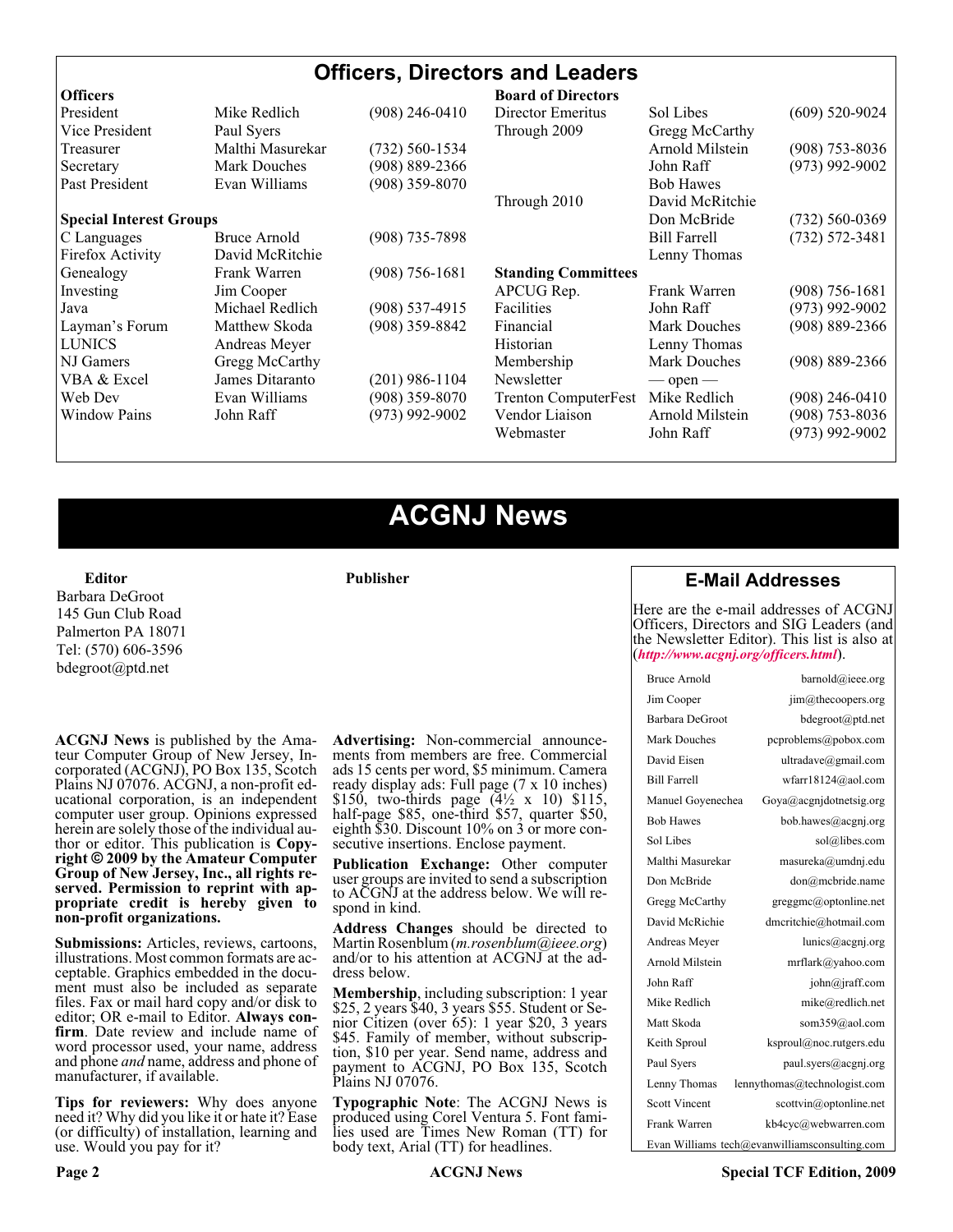# Officers, Directors and Leaders

| Officers | | | Board of Directors | | |
|---|---|---|---|---|---|
| President | Mike Redlich | (908) 246-0410 | Director Emeritus | Sol Libes | (609) 520-9024 |
| Vice President | Paul Syers | | Through 2009 | Gregg McCarthy | |
| Treasurer | Malthi Masurekar | (732) 560-1534 | | Arnold Milstein | (908) 753-8036 |
| Secretary | Mark Douches | (908) 889-2366 | | John Raff | (973) 992-9002 |
| Past President | Evan Williams | (908) 359-8070 | | Bob Hawes | |
| | | | Through 2010 | David McRitchie | |
| **Special Interest Groups** | | | | Don McBride | (732) 560-0369 |
| C Languages | Bruce Arnold | (908) 735-7898 | | Bill Farrell | (732) 572-3481 |
| Firefox Activity | David McRitchie | | | Lenny Thomas | |
| Genealogy | Frank Warren | (908) 756-1681 | **Standing Committees** | | |
| Investing | Jim Cooper | | APCUG Rep. | Frank Warren | (908) 756-1681 |
| Java | Michael Redlich | (908) 537-4915 | Facilities | John Raff | (973) 992-9002 |
| Layman's Forum | Matthew Skoda | (908) 359-8842 | Financial | Mark Douches | (908) 889-2366 |
| LUNICS | Andreas Meyer | | Historian | Lenny Thomas | |
| NJ Gamers | Gregg McCarthy | | Membership | Mark Douches | (908) 889-2366 |
| VBA & Excel | James Ditaranto | (201) 986-1104 | Newsletter | — open — | |
| Web Dev | Evan Williams | (908) 359-8070 | Trenton ComputerFest | Mike Redlich | (908) 246-0410 |
| Window Pains | John Raff | (973) 992-9002 | Vendor Liaison | Arnold Milstein | (908) 753-8036 |
| | | | Webmaster | John Raff | (973) 992-9002 |

# ACGNJ News

**Editor**
Barbara DeGroot
145 Gun Club Road
Palmerton PA 18071
Tel: (570) 606-3596
bdegroot@ptd.net

**Publisher**

**ACGNJ News** is published by the Amateur Computer Group of New Jersey, Incorporated (ACGNJ), PO Box 135, Scotch Plains NJ 07076. ACGNJ, a non-profit educational corporation, is an independent computer user group. Opinions expressed herein are solely those of the individual author or editor. This publication is **Copyright © 2009 by the Amateur Computer Group of New Jersey, Inc., all rights reserved. Permission to reprint with appropriate credit is hereby given to non-profit organizations.**

**Submissions:** Articles, reviews, cartoons, illustrations. Most common formats are acceptable. Graphics embedded in the document must also be included as separate files. Fax or mail hard copy and/or disk to editor; OR e-mail to Editor. **Always confirm**. Date review and include name of word processor used, your name, address and phone *and* name, address and phone of manufacturer, if available.

**Tips for reviewers:** Why does anyone need it? Why did you like it or hate it? Ease (or difficulty) of installation, learning and use. Would you pay for it?

**Advertising:** Non-commercial announcements from members are free. Commercial ads 15 cents per word, $5 minimum. Camera ready display ads: Full page (7 x 10 inches) $150, two-thirds page (4½ x 10) $115, half-page $85, one-third $57, quarter $50, eighth $30. Discount 10% on 3 or more consecutive insertions. Enclose payment.

**Publication Exchange:** Other computer user groups are invited to send a subscription to ACGNJ at the address below. We will respond in kind.

**Address Changes** should be directed to Martin Rosenblum (*m.rosenblum@ieee.org*) and/or to his attention at ACGNJ at the address below.

**Membership**, including subscription: 1 year $25, 2 years $40, 3 years $55. Student or Senior Citizen (over 65): 1 year $20, 3 years $45. Family of member, without subscription, $10 per year. Send name, address and payment to ACGNJ, PO Box 135, Scotch Plains NJ 07076.

**Typographic Note**: The ACGNJ News is produced using Corel Ventura 5. Font families used are Times New Roman (TT) for body text, Arial (TT) for headlines.

## E-Mail Addresses

Here are the e-mail addresses of ACGNJ Officers, Directors and SIG Leaders (and the Newsletter Editor). This list is also at (***http://www.acgnj.org/officers.html***).

| Name | E-mail |
|---|---|
| Bruce Arnold | barnold@ieee.org |
| Jim Cooper | jim@thecoopers.org |
| Barbara DeGroot | bdegroot@ptd.net |
| Mark Douches | pcproblems@pobox.com |
| David Eisen | ultradave@gmail.com |
| Bill Farrell | wfarr18124@aol.com |
| Manuel Goyenechea | Goya@acgnjdotnetsig.org |
| Bob Hawes | bob.hawes@acgnj.org |
| Sol Libes | sol@libes.com |
| Malthi Masurekar | masureka@umdnj.edu |
| Don McBride | don@mcbride.name |
| Gregg McCarthy | greggmc@optonline.net |
| David McRichie | dmcritchie@hotmail.com |
| Andreas Meyer | lunics@acgnj.org |
| Arnold Milstein | mrflark@yahoo.com |
| John Raff | john@jraff.com |
| Mike Redlich | mike@redlich.net |
| Matt Skoda | som359@aol.com |
| Keith Sproul | ksproul@noc.rutgers.edu |
| Paul Syers | paul.syers@acgnj.org |
| Lenny Thomas | lennythomas@technologist.com |
| Scott Vincent | scottvin@optonline.net |
| Frank Warren | kb4cyc@webwarren.com |
| Evan Williams | tech@evanwilliamsconsulting.com |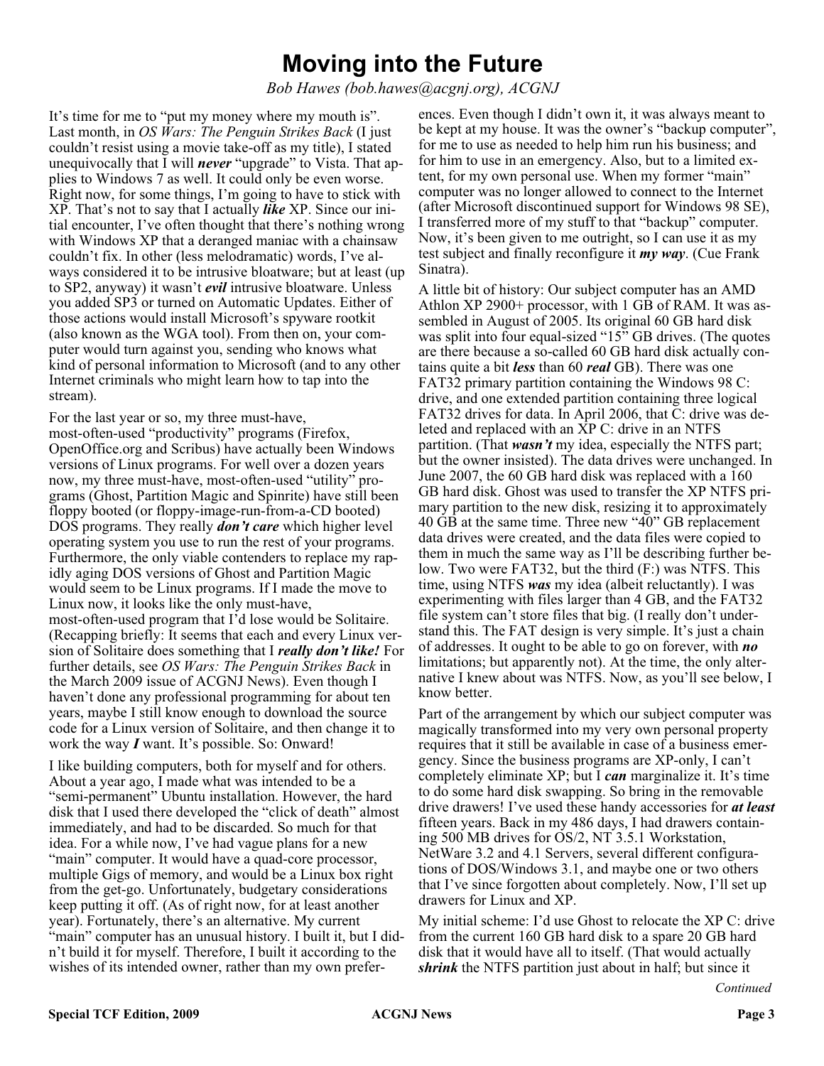# Moving into the Future

*Bob Hawes (bob.hawes@acgnj.org), ACGNJ*

It's time for me to "put my money where my mouth is". Last month, in *OS Wars: The Penguin Strikes Back* (I just couldn't resist using a movie take-off as my title), I stated unequivocally that I will ***never*** "upgrade" to Vista. That applies to Windows 7 as well. It could only be even worse. Right now, for some things, I'm going to have to stick with XP. That's not to say that I actually ***like*** XP. Since our initial encounter, I've often thought that there's nothing wrong with Windows XP that a deranged maniac with a chainsaw couldn't fix. In other (less melodramatic) words, I've always considered it to be intrusive bloatware; but at least (up to SP2, anyway) it wasn't ***evil*** intrusive bloatware. Unless you added SP3 or turned on Automatic Updates. Either of those actions would install Microsoft's spyware rootkit (also known as the WGA tool). From then on, your computer would turn against you, sending who knows what kind of personal information to Microsoft (and to any other Internet criminals who might learn how to tap into the stream).

For the last year or so, my three must-have, most-often-used "productivity" programs (Firefox, OpenOffice.org and Scribus) have actually been Windows versions of Linux programs. For well over a dozen years now, my three must-have, most-often-used "utility" programs (Ghost, Partition Magic and Spinrite) have still been floppy booted (or floppy-image-run-from-a-CD booted) DOS programs. They really ***don't care*** which higher level operating system you use to run the rest of your programs. Furthermore, the only viable contenders to replace my rapidly aging DOS versions of Ghost and Partition Magic would seem to be Linux programs. If I made the move to Linux now, it looks like the only must-have, most-often-used program that I'd lose would be Solitaire. (Recapping briefly: It seems that each and every Linux version of Solitaire does something that I ***really don't like!*** For further details, see *OS Wars: The Penguin Strikes Back* in the March 2009 issue of ACGNJ News). Even though I haven't done any professional programming for about ten years, maybe I still know enough to download the source code for a Linux version of Solitaire, and then change it to work the way ***I*** want. It's possible. So: Onward!

I like building computers, both for myself and for others. About a year ago, I made what was intended to be a "semi-permanent" Ubuntu installation. However, the hard disk that I used there developed the "click of death" almost immediately, and had to be discarded. So much for that idea. For a while now, I've had vague plans for a new "main" computer. It would have a quad-core processor, multiple Gigs of memory, and would be a Linux box right from the get-go. Unfortunately, budgetary considerations keep putting it off. (As of right now, for at least another year). Fortunately, there's an alternative. My current "main" computer has an unusual history. I built it, but I didn't build it for myself. Therefore, I built it according to the wishes of its intended owner, rather than my own preferences. Even though I didn't own it, it was always meant to be kept at my house. It was the owner's "backup computer", for me to use as needed to help him run his business; and for him to use in an emergency. Also, but to a limited extent, for my own personal use. When my former "main" computer was no longer allowed to connect to the Internet (after Microsoft discontinued support for Windows 98 SE), I transferred more of my stuff to that "backup" computer. Now, it's been given to me outright, so I can use it as my test subject and finally reconfigure it ***my way***. (Cue Frank Sinatra).

A little bit of history: Our subject computer has an AMD Athlon XP 2900+ processor, with 1 GB of RAM. It was assembled in August of 2005. Its original 60 GB hard disk was split into four equal-sized "15" GB drives. (The quotes are there because a so-called 60 GB hard disk actually contains quite a bit ***less*** than 60 ***real*** GB). There was one FAT32 primary partition containing the Windows 98 C: drive, and one extended partition containing three logical FAT32 drives for data. In April 2006, that C: drive was deleted and replaced with an XP C: drive in an NTFS partition. (That ***wasn't*** my idea, especially the NTFS part; but the owner insisted). The data drives were unchanged. In June 2007, the 60 GB hard disk was replaced with a 160 GB hard disk. Ghost was used to transfer the XP NTFS primary partition to the new disk, resizing it to approximately 40 GB at the same time. Three new "40" GB replacement data drives were created, and the data files were copied to them in much the same way as I'll be describing further below. Two were FAT32, but the third (F:) was NTFS. This time, using NTFS ***was*** my idea (albeit reluctantly). I was experimenting with files larger than 4 GB, and the FAT32 file system can't store files that big. (I really don't understand this. The FAT design is very simple. It's just a chain of addresses. It ought to be able to go on forever, with ***no*** limitations; but apparently not). At the time, the only alternative I knew about was NTFS. Now, as you'll see below, I know better.

Part of the arrangement by which our subject computer was magically transformed into my very own personal property requires that it still be available in case of a business emergency. Since the business programs are XP-only, I can't completely eliminate XP; but I ***can*** marginalize it. It's time to do some hard disk swapping. So bring in the removable drive drawers! I've used these handy accessories for ***at least*** fifteen years. Back in my 486 days, I had drawers containing 500 MB drives for OS/2, NT 3.5.1 Workstation, NetWare 3.2 and 4.1 Servers, several different configurations of DOS/Windows 3.1, and maybe one or two others that I've since forgotten about completely. Now, I'll set up drawers for Linux and XP.

My initial scheme: I'd use Ghost to relocate the XP C: drive from the current 160 GB hard disk to a spare 20 GB hard disk that it would have all to itself. (That would actually ***shrink*** the NTFS partition just about in half; but since it

*Continued*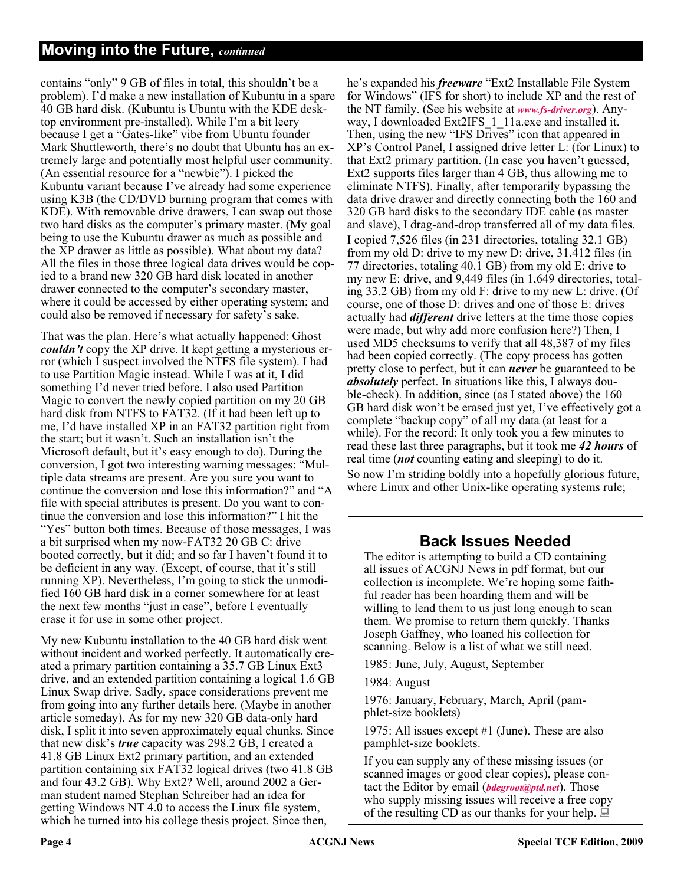## Moving into the Future, *continued*

contains "only" 9 GB of files in total, this shouldn't be a problem). I'd make a new installation of Kubuntu in a spare 40 GB hard disk. (Kubuntu is Ubuntu with the KDE desktop environment pre-installed). While I'm a bit leery because I get a "Gates-like" vibe from Ubuntu founder Mark Shuttleworth, there's no doubt that Ubuntu has an extremely large and potentially most helpful user community. (An essential resource for a "newbie"). I picked the Kubuntu variant because I've already had some experience using K3B (the CD/DVD burning program that comes with KDE). With removable drive drawers, I can swap out those two hard disks as the computer's primary master. (My goal being to use the Kubuntu drawer as much as possible and the XP drawer as little as possible). What about my data? All the files in those three logical data drives would be copied to a brand new 320 GB hard disk located in another drawer connected to the computer's secondary master, where it could be accessed by either operating system; and could also be removed if necessary for safety's sake.

That was the plan. Here's what actually happened: Ghost ***couldn't*** copy the XP drive. It kept getting a mysterious error (which I suspect involved the NTFS file system). I had to use Partition Magic instead. While I was at it, I did something I'd never tried before. I also used Partition Magic to convert the newly copied partition on my 20 GB hard disk from NTFS to FAT32. (If it had been left up to me, I'd have installed XP in an FAT32 partition right from the start; but it wasn't. Such an installation isn't the Microsoft default, but it's easy enough to do). During the conversion, I got two interesting warning messages: "Multiple data streams are present. Are you sure you want to continue the conversion and lose this information?" and "A file with special attributes is present. Do you want to continue the conversion and lose this information?" I hit the "Yes" button both times. Because of those messages, I was a bit surprised when my now-FAT32 20 GB C: drive booted correctly, but it did; and so far I haven't found it to be deficient in any way. (Except, of course, that it's still running XP). Nevertheless, I'm going to stick the unmodified 160 GB hard disk in a corner somewhere for at least the next few months "just in case", before I eventually erase it for use in some other project.

My new Kubuntu installation to the 40 GB hard disk went without incident and worked perfectly. It automatically created a primary partition containing a 35.7 GB Linux Ext3 drive, and an extended partition containing a logical 1.6 GB Linux Swap drive. Sadly, space considerations prevent me from going into any further details here. (Maybe in another article someday). As for my new 320 GB data-only hard disk, I split it into seven approximately equal chunks. Since that new disk's ***true*** capacity was 298.2 GB, I created a 41.8 GB Linux Ext2 primary partition, and an extended partition containing six FAT32 logical drives (two 41.8 GB and four 43.2 GB). Why Ext2? Well, around 2002 a German student named Stephan Schreiber had an idea for getting Windows NT 4.0 to access the Linux file system, which he turned into his college thesis project. Since then, he's expanded his ***freeware*** "Ext2 Installable File System for Windows" (IFS for short) to include XP and the rest of the NT family. (See his website at ***www.fs-driver.org***). Anyway, I downloaded Ext2IFS_1_11a.exe and installed it. Then, using the new "IFS Drives" icon that appeared in XP's Control Panel, I assigned drive letter L: (for Linux) to that Ext2 primary partition. (In case you haven't guessed, Ext2 supports files larger than 4 GB, thus allowing me to eliminate NTFS). Finally, after temporarily bypassing the data drive drawer and directly connecting both the 160 and 320 GB hard disks to the secondary IDE cable (as master and slave), I drag-and-drop transferred all of my data files.

I copied 7,526 files (in 231 directories, totaling 32.1 GB) from my old D: drive to my new D: drive, 31,412 files (in 77 directories, totaling 40.1 GB) from my old E: drive to my new E: drive, and 9,449 files (in 1,649 directories, totaling 33.2 GB) from my old F: drive to my new L: drive. (Of course, one of those D: drives and one of those E: drives actually had ***different*** drive letters at the time those copies were made, but why add more confusion here?) Then, I used MD5 checksums to verify that all 48,387 of my files had been copied correctly. (The copy process has gotten pretty close to perfect, but it can ***never*** be guaranteed to be ***absolutely*** perfect. In situations like this, I always double-check). In addition, since (as I stated above) the 160 GB hard disk won't be erased just yet, I've effectively got a complete "backup copy" of all my data (at least for a while). For the record: It only took you a few minutes to read these last three paragraphs, but it took me ***42 hours*** of real time (***not*** counting eating and sleeping) to do it.

So now I'm striding boldly into a hopefully glorious future, where Linux and other Unix-like operating systems rule;

## Back Issues Needed

The editor is attempting to build a CD containing all issues of ACGNJ News in pdf format, but our collection is incomplete. We're hoping some faithful reader has been hoarding them and will be willing to lend them to us just long enough to scan them. We promise to return them quickly. Thanks Joseph Gaffney, who loaned his collection for scanning. Below is a list of what we still need.

1985: June, July, August, September

1984: August

1976: January, February, March, April (pamphlet-size booklets)

1975: All issues except #1 (June). These are also pamphlet-size booklets.

If you can supply any of these missing issues (or scanned images or good clear copies), please contact the Editor by email (***bdegroot@ptd.net***). Those who supply missing issues will receive a free copy of the resulting CD as our thanks for your help.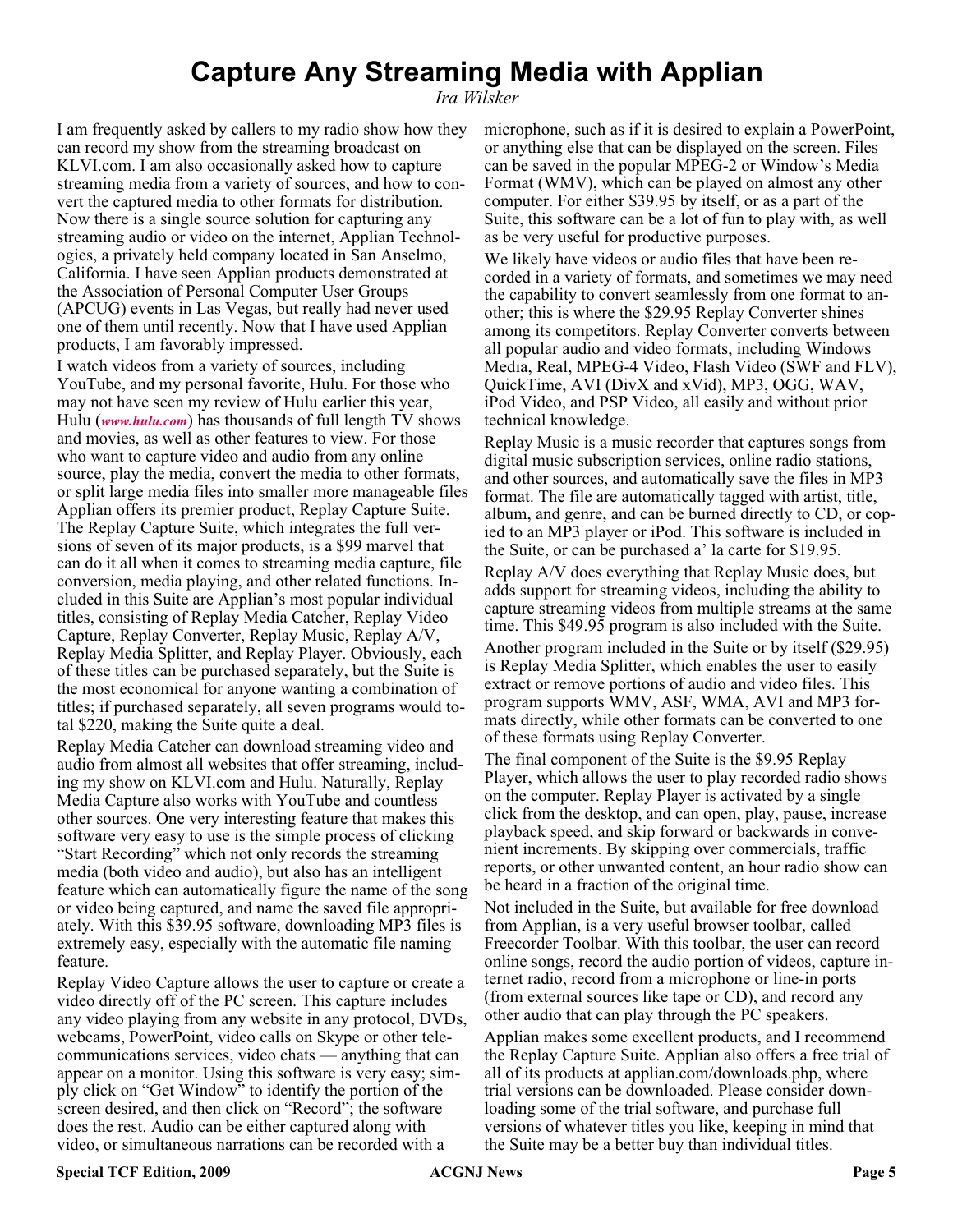# Capture Any Streaming Media with Applian

*Ira Wilsker*

I am frequently asked by callers to my radio show how they can record my show from the streaming broadcast on KLVI.com. I am also occasionally asked how to capture streaming media from a variety of sources, and how to convert the captured media to other formats for distribution. Now there is a single source solution for capturing any streaming audio or video on the internet, Applian Technologies, a privately held company located in San Anselmo, California. I have seen Applian products demonstrated at the Association of Personal Computer User Groups (APCUG) events in Las Vegas, but really had never used one of them until recently. Now that I have used Applian products, I am favorably impressed.

I watch videos from a variety of sources, including YouTube, and my personal favorite, Hulu. For those who may not have seen my review of Hulu earlier this year, Hulu (*www.hulu.com*) has thousands of full length TV shows and movies, as well as other features to view. For those who want to capture video and audio from any online source, play the media, convert the media to other formats, or split large media files into smaller more manageable files Applian offers its premier product, Replay Capture Suite. The Replay Capture Suite, which integrates the full versions of seven of its major products, is a $99 marvel that can do it all when it comes to streaming media capture, file conversion, media playing, and other related functions. Included in this Suite are Applian's most popular individual titles, consisting of Replay Media Catcher, Replay Video Capture, Replay Converter, Replay Music, Replay A/V, Replay Media Splitter, and Replay Player. Obviously, each of these titles can be purchased separately, but the Suite is the most economical for anyone wanting a combination of titles; if purchased separately, all seven programs would total $220, making the Suite quite a deal.

Replay Media Catcher can download streaming video and audio from almost all websites that offer streaming, including my show on KLVI.com and Hulu. Naturally, Replay Media Capture also works with YouTube and countless other sources. One very interesting feature that makes this software very easy to use is the simple process of clicking "Start Recording" which not only records the streaming media (both video and audio), but also has an intelligent feature which can automatically figure the name of the song or video being captured, and name the saved file appropriately. With this $39.95 software, downloading MP3 files is extremely easy, especially with the automatic file naming feature.

Replay Video Capture allows the user to capture or create a video directly off of the PC screen. This capture includes any video playing from any website in any protocol, DVDs, webcams, PowerPoint, video calls on Skype or other telecommunications services, video chats — anything that can appear on a monitor. Using this software is very easy; simply click on "Get Window" to identify the portion of the screen desired, and then click on "Record"; the software does the rest. Audio can be either captured along with video, or simultaneous narrations can be recorded with a microphone, such as if it is desired to explain a PowerPoint, or anything else that can be displayed on the screen. Files can be saved in the popular MPEG-2 or Window's Media Format (WMV), which can be played on almost any other computer. For either $39.95 by itself, or as a part of the Suite, this software can be a lot of fun to play with, as well as be very useful for productive purposes.

We likely have videos or audio files that have been recorded in a variety of formats, and sometimes we may need the capability to convert seamlessly from one format to another; this is where the $29.95 Replay Converter shines among its competitors. Replay Converter converts between all popular audio and video formats, including Windows Media, Real, MPEG-4 Video, Flash Video (SWF and FLV), QuickTime, AVI (DivX and xVid), MP3, OGG, WAV, iPod Video, and PSP Video, all easily and without prior technical knowledge.

Replay Music is a music recorder that captures songs from digital music subscription services, online radio stations, and other sources, and automatically save the files in MP3 format. The file are automatically tagged with artist, title, album, and genre, and can be burned directly to CD, or copied to an MP3 player or iPod. This software is included in the Suite, or can be purchased a' la carte for $19.95.

Replay A/V does everything that Replay Music does, but adds support for streaming videos, including the ability to capture streaming videos from multiple streams at the same time. This $49.95 program is also included with the Suite.

Another program included in the Suite or by itself ($29.95) is Replay Media Splitter, which enables the user to easily extract or remove portions of audio and video files. This program supports WMV, ASF, WMA, AVI and MP3 formats directly, while other formats can be converted to one of these formats using Replay Converter.

The final component of the Suite is the $9.95 Replay Player, which allows the user to play recorded radio shows on the computer. Replay Player is activated by a single click from the desktop, and can open, play, pause, increase playback speed, and skip forward or backwards in convenient increments. By skipping over commercials, traffic reports, or other unwanted content, an hour radio show can be heard in a fraction of the original time.

Not included in the Suite, but available for free download from Applian, is a very useful browser toolbar, called Freecorder Toolbar. With this toolbar, the user can record online songs, record the audio portion of videos, capture internet radio, record from a microphone or line-in ports (from external sources like tape or CD), and record any other audio that can play through the PC speakers.

Applian makes some excellent products, and I recommend the Replay Capture Suite. Applian also offers a free trial of all of its products at applian.com/downloads.php, where trial versions can be downloaded. Please consider downloading some of the trial software, and purchase full versions of whatever titles you like, keeping in mind that the Suite may be a better buy than individual titles.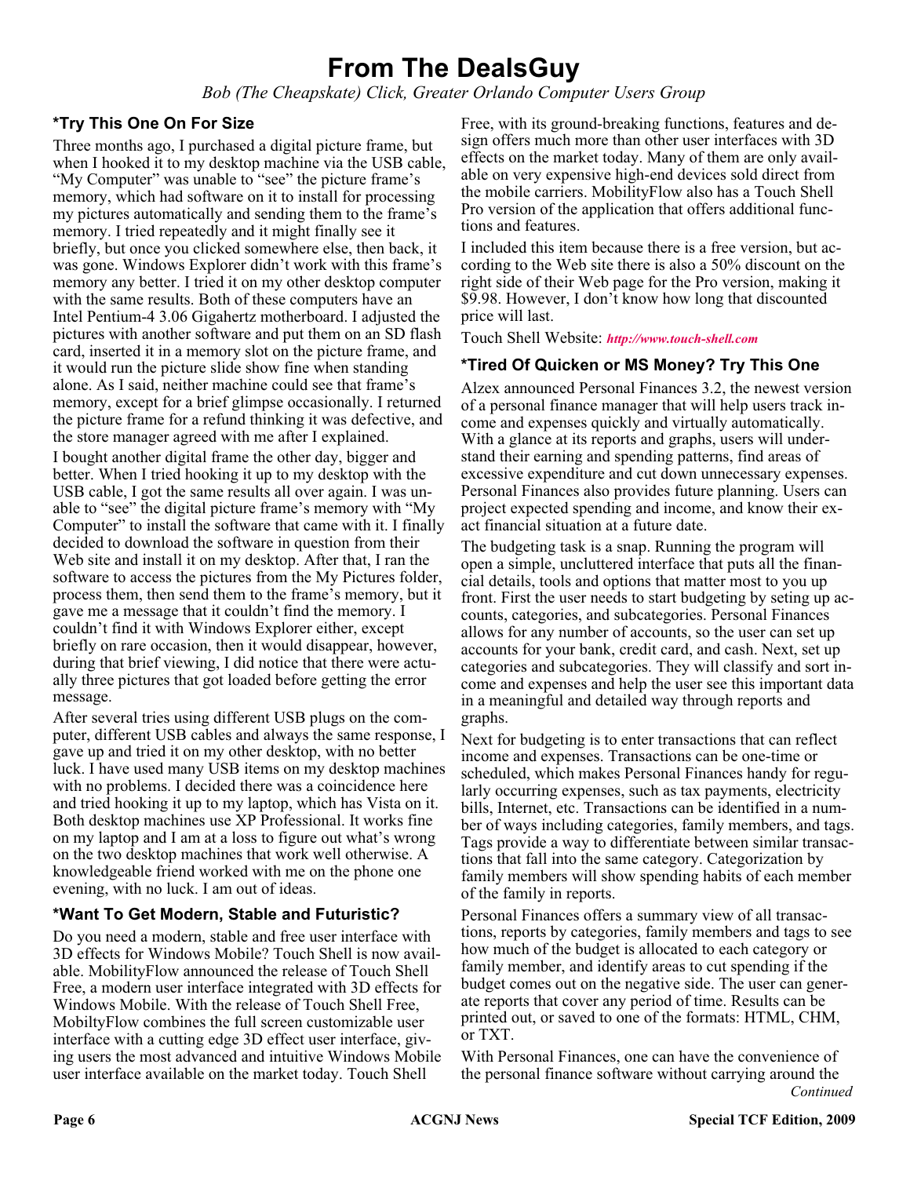# From The DealsGuy

*Bob (The Cheapskate) Click, Greater Orlando Computer Users Group*

### *Try This One On For Size

Three months ago, I purchased a digital picture frame, but when I hooked it to my desktop machine via the USB cable, "My Computer" was unable to "see" the picture frame's memory, which had software on it to install for processing my pictures automatically and sending them to the frame's memory. I tried repeatedly and it might finally see it briefly, but once you clicked somewhere else, then back, it was gone. Windows Explorer didn't work with this frame's memory any better. I tried it on my other desktop computer with the same results. Both of these computers have an Intel Pentium-4 3.06 Gigahertz motherboard. I adjusted the pictures with another software and put them on an SD flash card, inserted it in a memory slot on the picture frame, and it would run the picture slide show fine when standing alone. As I said, neither machine could see that frame's memory, except for a brief glimpse occasionally. I returned the picture frame for a refund thinking it was defective, and the store manager agreed with me after I explained.

I bought another digital frame the other day, bigger and better. When I tried hooking it up to my desktop with the USB cable, I got the same results all over again. I was unable to "see" the digital picture frame's memory with "My Computer" to install the software that came with it. I finally decided to download the software in question from their Web site and install it on my desktop. After that, I ran the software to access the pictures from the My Pictures folder, process them, then send them to the frame's memory, but it gave me a message that it couldn't find the memory. I couldn't find it with Windows Explorer either, except briefly on rare occasion, then it would disappear, however, during that brief viewing, I did notice that there were actually three pictures that got loaded before getting the error message.

After several tries using different USB plugs on the computer, different USB cables and always the same response, I gave up and tried it on my other desktop, with no better luck. I have used many USB items on my desktop machines with no problems. I decided there was a coincidence here and tried hooking it up to my laptop, which has Vista on it. Both desktop machines use XP Professional. It works fine on my laptop and I am at a loss to figure out what's wrong on the two desktop machines that work well otherwise. A knowledgeable friend worked with me on the phone one evening, with no luck. I am out of ideas.

### *Want To Get Modern, Stable and Futuristic?

Do you need a modern, stable and free user interface with 3D effects for Windows Mobile? Touch Shell is now available. MobilityFlow announced the release of Touch Shell Free, a modern user interface integrated with 3D effects for Windows Mobile. With the release of Touch Shell Free, MobiltyFlow combines the full screen customizable user interface with a cutting edge 3D effect user interface, giving users the most advanced and intuitive Windows Mobile user interface available on the market today. Touch Shell Free, with its ground-breaking functions, features and design offers much more than other user interfaces with 3D effects on the market today. Many of them are only available on very expensive high-end devices sold direct from the mobile carriers. MobilityFlow also has a Touch Shell Pro version of the application that offers additional functions and features.

I included this item because there is a free version, but according to the Web site there is also a 50% discount on the right side of their Web page for the Pro version, making it $9.98. However, I don't know how long that discounted price will last.

Touch Shell Website: ***http://www.touch-shell.com***

### *Tired Of Quicken or MS Money? Try This One

Alzex announced Personal Finances 3.2, the newest version of a personal finance manager that will help users track income and expenses quickly and virtually automatically. With a glance at its reports and graphs, users will understand their earning and spending patterns, find areas of excessive expenditure and cut down unnecessary expenses. Personal Finances also provides future planning. Users can project expected spending and income, and know their exact financial situation at a future date.

The budgeting task is a snap. Running the program will open a simple, uncluttered interface that puts all the financial details, tools and options that matter most to you up front. First the user needs to start budgeting by seting up accounts, categories, and subcategories. Personal Finances allows for any number of accounts, so the user can set up accounts for your bank, credit card, and cash. Next, set up categories and subcategories. They will classify and sort income and expenses and help the user see this important data in a meaningful and detailed way through reports and graphs.

Next for budgeting is to enter transactions that can reflect income and expenses. Transactions can be one-time or scheduled, which makes Personal Finances handy for regularly occurring expenses, such as tax payments, electricity bills, Internet, etc. Transactions can be identified in a number of ways including categories, family members, and tags. Tags provide a way to differentiate between similar transactions that fall into the same category. Categorization by family members will show spending habits of each member of the family in reports.

Personal Finances offers a summary view of all transactions, reports by categories, family members and tags to see how much of the budget is allocated to each category or family member, and identify areas to cut spending if the budget comes out on the negative side. The user can generate reports that cover any period of time. Results can be printed out, or saved to one of the formats: HTML, CHM, or TXT.

With Personal Finances, one can have the convenience of the personal finance software without carrying around the

*Continued*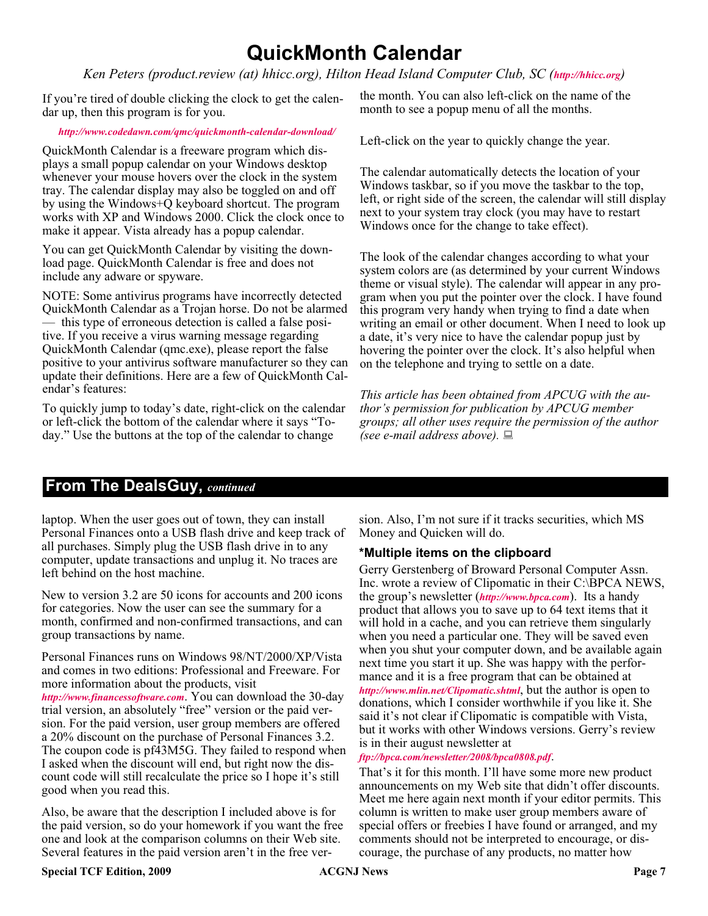# QuickMonth Calendar

*Ken Peters (product.review (at) hhicc.org), Hilton Head Island Computer Club, SC (**http://hhicc.org**)*

If you're tired of double clicking the clock to get the calendar up, then this program is for you.

***http://www.codedawn.com/qmc/quickmonth-calendar-download/***

QuickMonth Calendar is a freeware program which displays a small popup calendar on your Windows desktop whenever your mouse hovers over the clock in the system tray. The calendar display may also be toggled on and off by using the Windows+Q keyboard shortcut. The program works with XP and Windows 2000. Click the clock once to make it appear. Vista already has a popup calendar.

You can get QuickMonth Calendar by visiting the download page. QuickMonth Calendar is free and does not include any adware or spyware.

NOTE: Some antivirus programs have incorrectly detected QuickMonth Calendar as a Trojan horse. Do not be alarmed — this type of erroneous detection is called a false positive. If you receive a virus warning message regarding QuickMonth Calendar (qmc.exe), please report the false positive to your antivirus software manufacturer so they can update their definitions. Here are a few of QuickMonth Calendar's features:

To quickly jump to today's date, right-click on the calendar or left-click the bottom of the calendar where it says "Today." Use the buttons at the top of the calendar to change the month. You can also left-click on the name of the month to see a popup menu of all the months.

Left-click on the year to quickly change the year.

The calendar automatically detects the location of your Windows taskbar, so if you move the taskbar to the top, left, or right side of the screen, the calendar will still display next to your system tray clock (you may have to restart Windows once for the change to take effect).

The look of the calendar changes according to what your system colors are (as determined by your current Windows theme or visual style). The calendar will appear in any program when you put the pointer over the clock. I have found this program very handy when trying to find a date when writing an email or other document. When I need to look up a date, it's very nice to have the calendar popup just by hovering the pointer over the clock. It's also helpful when on the telephone and trying to settle on a date.

*This article has been obtained from APCUG with the author's permission for publication by APCUG member groups; all other uses require the permission of the author (see e-mail address above).*

## From The DealsGuy, *continued*

laptop. When the user goes out of town, they can install Personal Finances onto a USB flash drive and keep track of all purchases. Simply plug the USB flash drive in to any computer, update transactions and unplug it. No traces are left behind on the host machine.

New to version 3.2 are 50 icons for accounts and 200 icons for categories. Now the user can see the summary for a month, confirmed and non-confirmed transactions, and can group transactions by name.

Personal Finances runs on Windows 98/NT/2000/XP/Vista and comes in two editions: Professional and Freeware. For more information about the products, visit ***http://www.financessoftware.com***. You can download the 30-day trial version, an absolutely "free" version or the paid version. For the paid version, user group members are offered a 20% discount on the purchase of Personal Finances 3.2. The coupon code is pf43M5G. They failed to respond when I asked when the discount will end, but right now the discount code will still recalculate the price so I hope it's still good when you read this.

Also, be aware that the description I included above is for the paid version, so do your homework if you want the free one and look at the comparison columns on their Web site. Several features in the paid version aren't in the free version. Also, I'm not sure if it tracks securities, which MS Money and Quicken will do.

### *Multiple items on the clipboard

Gerry Gerstenberg of Broward Personal Computer Assn. Inc. wrote a review of Clipomatic in their C:\BPCA NEWS, the group's newsletter (***http://www.bpca.com***). Its a handy product that allows you to save up to 64 text items that it will hold in a cache, and you can retrieve them singularly when you need a particular one. They will be saved even when you shut your computer down, and be available again next time you start it up. She was happy with the performance and it is a free program that can be obtained at ***http://www.mlin.net/Clipomatic.shtml***, but the author is open to donations, which I consider worthwhile if you like it. She said it's not clear if Clipomatic is compatible with Vista, but it works with other Windows versions. Gerry's review is in their august newsletter at ***ftp://bpca.com/newsletter/2008/bpca0808.pdf***.

That's it for this month. I'll have some more new product announcements on my Web site that didn't offer discounts. Meet me here again next month if your editor permits. This column is written to make user group members aware of special offers or freebies I have found or arranged, and my comments should not be interpreted to encourage, or discourage, the purchase of any products, no matter how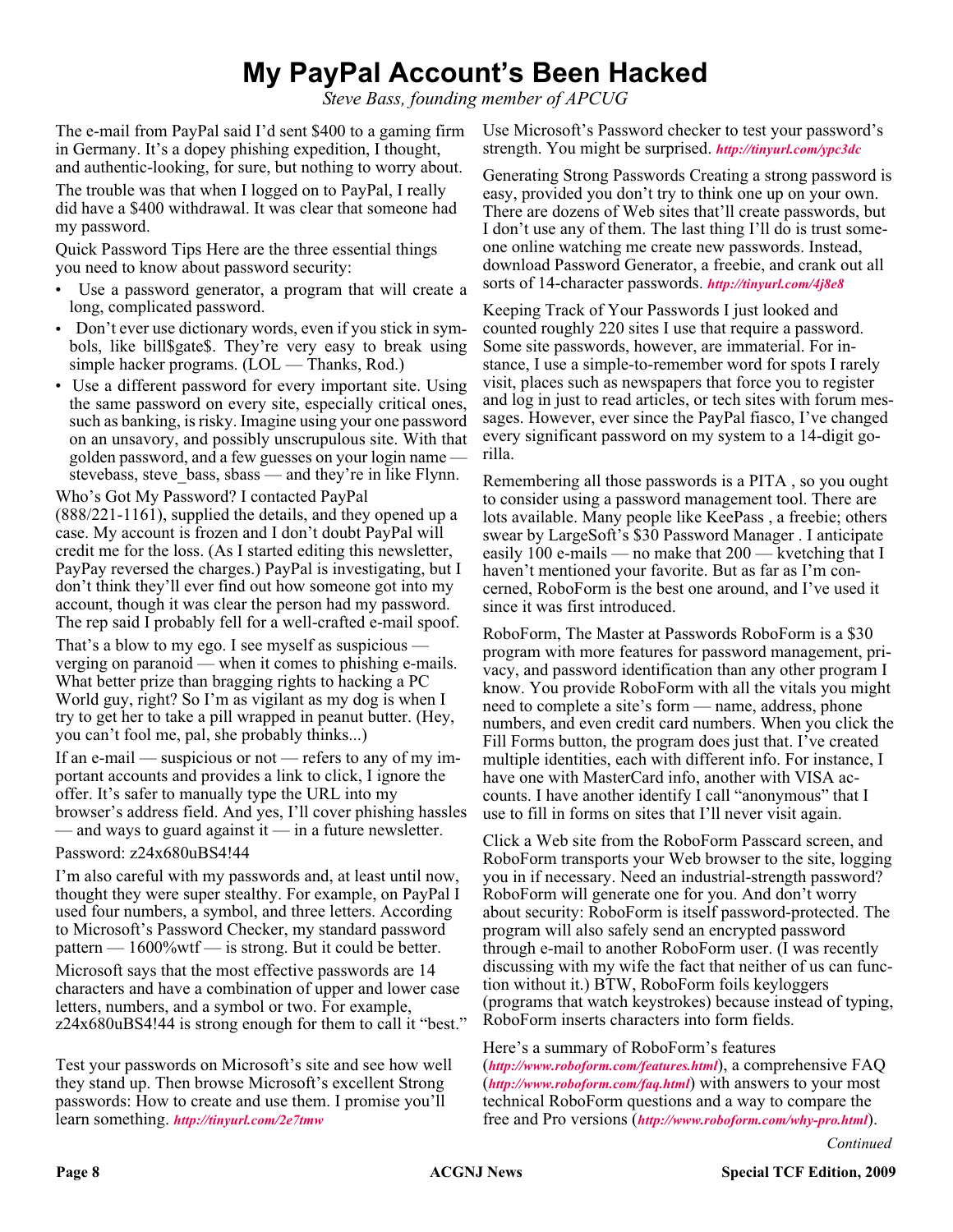# My PayPal Account's Been Hacked

*Steve Bass, founding member of APCUG*

The e-mail from PayPal said I'd sent $400 to a gaming firm in Germany. It's a dopey phishing expedition, I thought, and authentic-looking, for sure, but nothing to worry about.

The trouble was that when I logged on to PayPal, I really did have a $400 withdrawal. It was clear that someone had my password.

Quick Password Tips Here are the three essential things you need to know about password security:

- Use a password generator, a program that will create a long, complicated password.
- Don't ever use dictionary words, even if you stick in symbols, like bill$gate$. They're very easy to break using simple hacker programs. (LOL — Thanks, Rod.)
- Use a different password for every important site. Using the same password on every site, especially critical ones, such as banking, is risky. Imagine using your one password on an unsavory, and possibly unscrupulous site. With that golden password, and a few guesses on your login name — stevebass, steve_bass, sbass — and they're in like Flynn.

Who's Got My Password? I contacted PayPal (888/221-1161), supplied the details, and they opened up a case. My account is frozen and I don't doubt PayPal will credit me for the loss. (As I started editing this newsletter, PayPay reversed the charges.) PayPal is investigating, but I don't think they'll ever find out how someone got into my account, though it was clear the person had my password. The rep said I probably fell for a well-crafted e-mail spoof.

That's a blow to my ego. I see myself as suspicious — verging on paranoid — when it comes to phishing e-mails. What better prize than bragging rights to hacking a PC World guy, right? So I'm as vigilant as my dog is when I try to get her to take a pill wrapped in peanut butter. (Hey, you can't fool me, pal, she probably thinks...)

If an e-mail — suspicious or not — refers to any of my important accounts and provides a link to click, I ignore the offer. It's safer to manually type the URL into my browser's address field. And yes, I'll cover phishing hassles — and ways to guard against it — in a future newsletter.

Password: z24x680uBS4!44

I'm also careful with my passwords and, at least until now, thought they were super stealthy. For example, on PayPal I used four numbers, a symbol, and three letters. According to Microsoft's Password Checker, my standard password pattern — 1600%wtf — is strong. But it could be better.

Microsoft says that the most effective passwords are 14 characters and have a combination of upper and lower case letters, numbers, and a symbol or two. For example, z24x680uBS4!44 is strong enough for them to call it "best."

Test your passwords on Microsoft's site and see how well they stand up. Then browse Microsoft's excellent Strong passwords: How to create and use them. I promise you'll learn something. ***http://tinyurl.com/2e7tmw***

Use Microsoft's Password checker to test your password's strength. You might be surprised. ***http://tinyurl.com/ypc3dc***

Generating Strong Passwords Creating a strong password is easy, provided you don't try to think one up on your own. There are dozens of Web sites that'll create passwords, but I don't use any of them. The last thing I'll do is trust someone online watching me create new passwords. Instead, download Password Generator, a freebie, and crank out all sorts of 14-character passwords. ***http://tinyurl.com/4j8e8***

Keeping Track of Your Passwords I just looked and counted roughly 220 sites I use that require a password. Some site passwords, however, are immaterial. For instance, I use a simple-to-remember word for spots I rarely visit, places such as newspapers that force you to register and log in just to read articles, or tech sites with forum messages. However, ever since the PayPal fiasco, I've changed every significant password on my system to a 14-digit gorilla.

Remembering all those passwords is a PITA , so you ought to consider using a password management tool. There are lots available. Many people like KeePass , a freebie; others swear by LargeSoft's $30 Password Manager . I anticipate easily 100 e-mails — no make that 200 — kvetching that I haven't mentioned your favorite. But as far as I'm concerned, RoboForm is the best one around, and I've used it since it was first introduced.

RoboForm, The Master at Passwords RoboForm is a $30 program with more features for password management, privacy, and password identification than any other program I know. You provide RoboForm with all the vitals you might need to complete a site's form — name, address, phone numbers, and even credit card numbers. When you click the Fill Forms button, the program does just that. I've created multiple identities, each with different info. For instance, I have one with MasterCard info, another with VISA accounts. I have another identify I call "anonymous" that I use to fill in forms on sites that I'll never visit again.

Click a Web site from the RoboForm Passcard screen, and RoboForm transports your Web browser to the site, logging you in if necessary. Need an industrial-strength password? RoboForm will generate one for you. And don't worry about security: RoboForm is itself password-protected. The program will also safely send an encrypted password through e-mail to another RoboForm user. (I was recently discussing with my wife the fact that neither of us can function without it.) BTW, RoboForm foils keyloggers (programs that watch keystrokes) because instead of typing, RoboForm inserts characters into form fields.

Here's a summary of RoboForm's features (***http://www.roboform.com/features.html***), a comprehensive FAQ (***http://www.roboform.com/faq.html***) with answers to your most technical RoboForm questions and a way to compare the free and Pro versions (***http://www.roboform.com/why-pro.html***).

*Continued*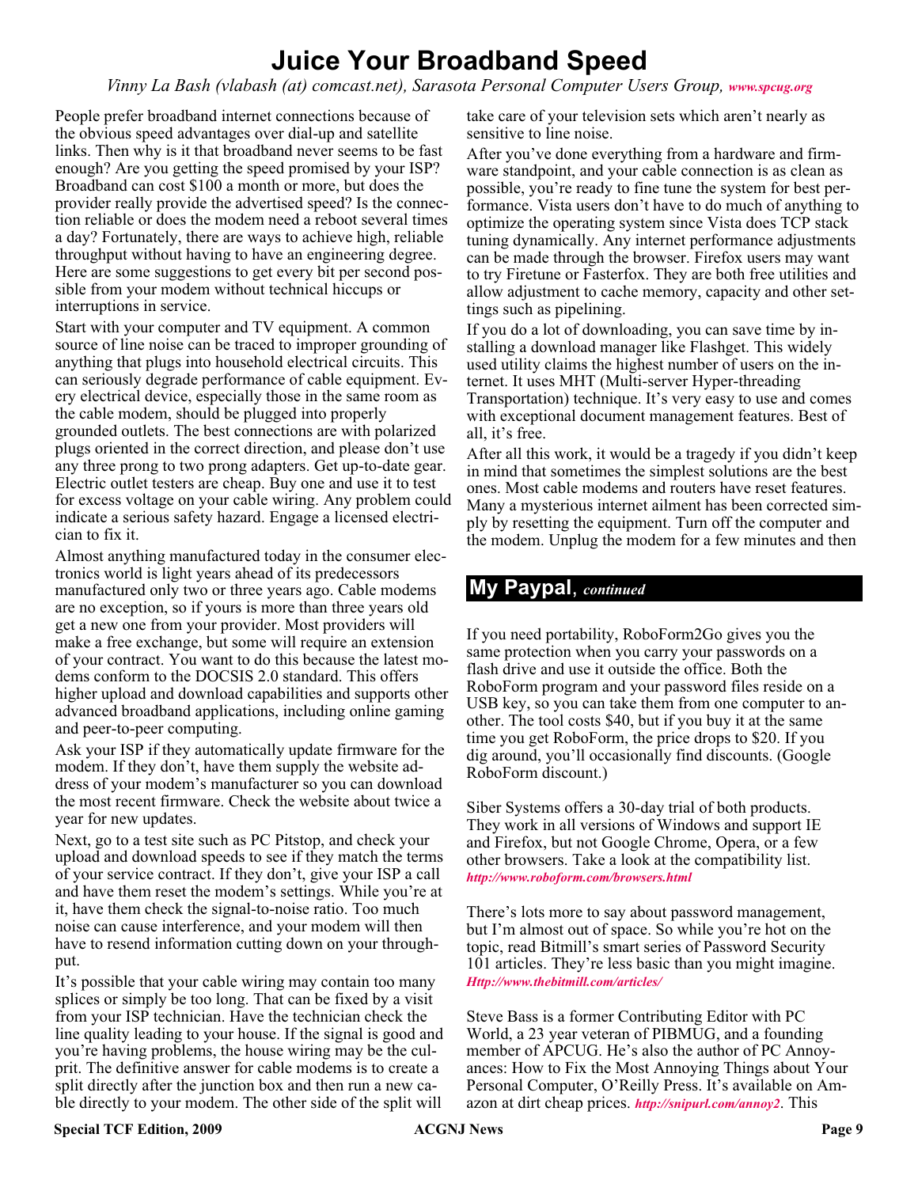# Juice Your Broadband Speed

*Vinny La Bash (vlabash (at) comcast.net), Sarasota Personal Computer Users Group, www.spcug.org*

People prefer broadband internet connections because of the obvious speed advantages over dial-up and satellite links. Then why is it that broadband never seems to be fast enough? Are you getting the speed promised by your ISP? Broadband can cost $100 a month or more, but does the provider really provide the advertised speed? Is the connection reliable or does the modem need a reboot several times a day? Fortunately, there are ways to achieve high, reliable throughput without having to have an engineering degree. Here are some suggestions to get every bit per second possible from your modem without technical hiccups or interruptions in service.

Start with your computer and TV equipment. A common source of line noise can be traced to improper grounding of anything that plugs into household electrical circuits. This can seriously degrade performance of cable equipment. Every electrical device, especially those in the same room as the cable modem, should be plugged into properly grounded outlets. The best connections are with polarized plugs oriented in the correct direction, and please don't use any three prong to two prong adapters. Get up-to-date gear. Electric outlet testers are cheap. Buy one and use it to test for excess voltage on your cable wiring. Any problem could indicate a serious safety hazard. Engage a licensed electrician to fix it.

Almost anything manufactured today in the consumer electronics world is light years ahead of its predecessors manufactured only two or three years ago. Cable modems are no exception, so if yours is more than three years old get a new one from your provider. Most providers will make a free exchange, but some will require an extension of your contract. You want to do this because the latest modems conform to the DOCSIS 2.0 standard. This offers higher upload and download capabilities and supports other advanced broadband applications, including online gaming and peer-to-peer computing.

Ask your ISP if they automatically update firmware for the modem. If they don't, have them supply the website address of your modem's manufacturer so you can download the most recent firmware. Check the website about twice a year for new updates.

Next, go to a test site such as PC Pitstop, and check your upload and download speeds to see if they match the terms of your service contract. If they don't, give your ISP a call and have them reset the modem's settings. While you're at it, have them check the signal-to-noise ratio. Too much noise can cause interference, and your modem will then have to resend information cutting down on your throughput.

It's possible that your cable wiring may contain too many splices or simply be too long. That can be fixed by a visit from your ISP technician. Have the technician check the line quality leading to your house. If the signal is good and you're having problems, the house wiring may be the culprit. The definitive answer for cable modems is to create a split directly after the junction box and then run a new cable directly to your modem. The other side of the split will take care of your television sets which aren't nearly as sensitive to line noise.

After you've done everything from a hardware and firmware standpoint, and your cable connection is as clean as possible, you're ready to fine tune the system for best performance. Vista users don't have to do much of anything to optimize the operating system since Vista does TCP stack tuning dynamically. Any internet performance adjustments can be made through the browser. Firefox users may want to try Firetune or Fasterfox. They are both free utilities and allow adjustment to cache memory, capacity and other settings such as pipelining.

If you do a lot of downloading, you can save time by installing a download manager like Flashget. This widely used utility claims the highest number of users on the internet. It uses MHT (Multi-server Hyper-threading Transportation) technique. It's very easy to use and comes with exceptional document management features. Best of all, it's free.

After all this work, it would be a tragedy if you didn't keep in mind that sometimes the simplest solutions are the best ones. Most cable modems and routers have reset features. Many a mysterious internet ailment has been corrected simply by resetting the equipment. Turn off the computer and the modem. Unplug the modem for a few minutes and then

## My Paypal, *continued*

If you need portability, RoboForm2Go gives you the same protection when you carry your passwords on a flash drive and use it outside the office. Both the RoboForm program and your password files reside on a USB key, so you can take them from one computer to another. The tool costs $40, but if you buy it at the same time you get RoboForm, the price drops to $20. If you dig around, you'll occasionally find discounts. (Google RoboForm discount.)

Siber Systems offers a 30-day trial of both products. They work in all versions of Windows and support IE and Firefox, but not Google Chrome, Opera, or a few other browsers. Take a look at the compatibility list. *http://www.roboform.com/browsers.html*

There's lots more to say about password management, but I'm almost out of space. So while you're hot on the topic, read Bitmill's smart series of Password Security 101 articles. They're less basic than you might imagine. *Http://www.thebitmill.com/articles/*

Steve Bass is a former Contributing Editor with PC World, a 23 year veteran of PIBMUG, and a founding member of APCUG. He's also the author of PC Annoyances: How to Fix the Most Annoying Things about Your Personal Computer, O'Reilly Press. It's available on Amazon at dirt cheap prices. *http://snipurl.com/annoy2*. This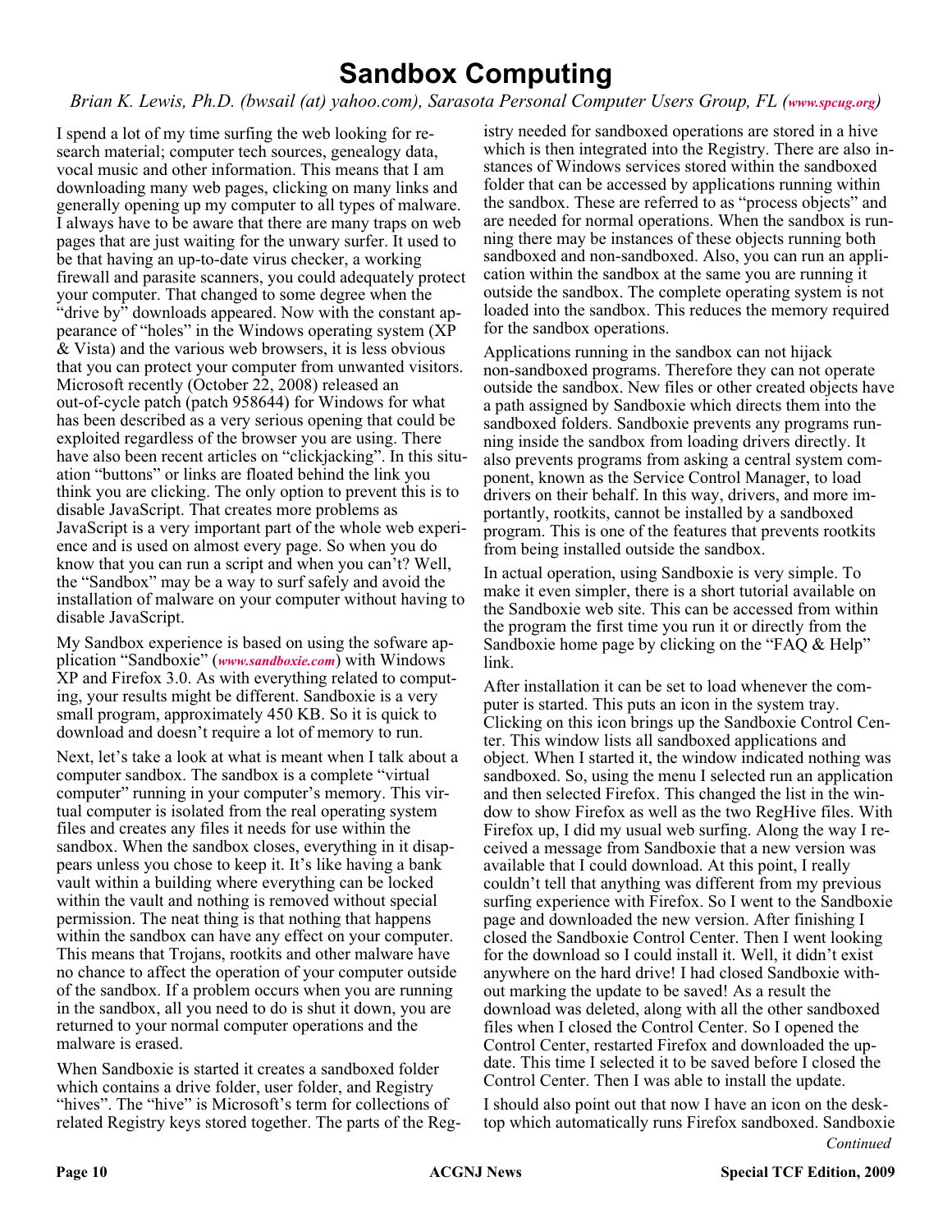# Sandbox Computing

*Brian K. Lewis, Ph.D. (bwsail (at) yahoo.com), Sarasota Personal Computer Users Group, FL (www.spcug.org)*

I spend a lot of my time surfing the web looking for research material; computer tech sources, genealogy data, vocal music and other information. This means that I am downloading many web pages, clicking on many links and generally opening up my computer to all types of malware. I always have to be aware that there are many traps on web pages that are just waiting for the unwary surfer. It used to be that having an up-to-date virus checker, a working firewall and parasite scanners, you could adequately protect your computer. That changed to some degree when the "drive by" downloads appeared. Now with the constant appearance of "holes" in the Windows operating system (XP & Vista) and the various web browsers, it is less obvious that you can protect your computer from unwanted visitors. Microsoft recently (October 22, 2008) released an out-of-cycle patch (patch 958644) for Windows for what has been described as a very serious opening that could be exploited regardless of the browser you are using. There have also been recent articles on "clickjacking". In this situation "buttons" or links are floated behind the link you think you are clicking. The only option to prevent this is to disable JavaScript. That creates more problems as JavaScript is a very important part of the whole web experience and is used on almost every page. So when you do know that you can run a script and when you can't? Well, the "Sandbox" may be a way to surf safely and avoid the installation of malware on your computer without having to disable JavaScript.

My Sandbox experience is based on using the sofware application "Sandboxie" (*www.sandboxie.com*) with Windows XP and Firefox 3.0. As with everything related to computing, your results might be different. Sandboxie is a very small program, approximately 450 KB. So it is quick to download and doesn't require a lot of memory to run.

Next, let's take a look at what is meant when I talk about a computer sandbox. The sandbox is a complete "virtual computer" running in your computer's memory. This virtual computer is isolated from the real operating system files and creates any files it needs for use within the sandbox. When the sandbox closes, everything in it disappears unless you chose to keep it. It's like having a bank vault within a building where everything can be locked within the vault and nothing is removed without special permission. The neat thing is that nothing that happens within the sandbox can have any effect on your computer. This means that Trojans, rootkits and other malware have no chance to affect the operation of your computer outside of the sandbox. If a problem occurs when you are running in the sandbox, all you need to do is shut it down, you are returned to your normal computer operations and the malware is erased.

When Sandboxie is started it creates a sandboxed folder which contains a drive folder, user folder, and Registry "hives". The "hive" is Microsoft's term for collections of related Registry keys stored together. The parts of the Registry needed for sandboxed operations are stored in a hive which is then integrated into the Registry. There are also instances of Windows services stored within the sandboxed folder that can be accessed by applications running within the sandbox. These are referred to as "process objects" and are needed for normal operations. When the sandbox is running there may be instances of these objects running both sandboxed and non-sandboxed. Also, you can run an application within the sandbox at the same you are running it outside the sandbox. The complete operating system is not loaded into the sandbox. This reduces the memory required for the sandbox operations.

Applications running in the sandbox can not hijack non-sandboxed programs. Therefore they can not operate outside the sandbox. New files or other created objects have a path assigned by Sandboxie which directs them into the sandboxed folders. Sandboxie prevents any programs running inside the sandbox from loading drivers directly. It also prevents programs from asking a central system component, known as the Service Control Manager, to load drivers on their behalf. In this way, drivers, and more importantly, rootkits, cannot be installed by a sandboxed program. This is one of the features that prevents rootkits from being installed outside the sandbox.

In actual operation, using Sandboxie is very simple. To make it even simpler, there is a short tutorial available on the Sandboxie web site. This can be accessed from within the program the first time you run it or directly from the Sandboxie home page by clicking on the "FAQ & Help" link.

After installation it can be set to load whenever the computer is started. This puts an icon in the system tray. Clicking on this icon brings up the Sandboxie Control Center. This window lists all sandboxed applications and object. When I started it, the window indicated nothing was sandboxed. So, using the menu I selected run an application and then selected Firefox. This changed the list in the window to show Firefox as well as the two RegHive files. With Firefox up, I did my usual web surfing. Along the way I received a message from Sandboxie that a new version was available that I could download. At this point, I really couldn't tell that anything was different from my previous surfing experience with Firefox. So I went to the Sandboxie page and downloaded the new version. After finishing I closed the Sandboxie Control Center. Then I went looking for the download so I could install it. Well, it didn't exist anywhere on the hard drive! I had closed Sandboxie without marking the update to be saved! As a result the download was deleted, along with all the other sandboxed files when I closed the Control Center. So I opened the Control Center, restarted Firefox and downloaded the update. This time I selected it to be saved before I closed the Control Center. Then I was able to install the update.

I should also point out that now I have an icon on the desktop which automatically runs Firefox sandboxed. Sandboxie

*Continued*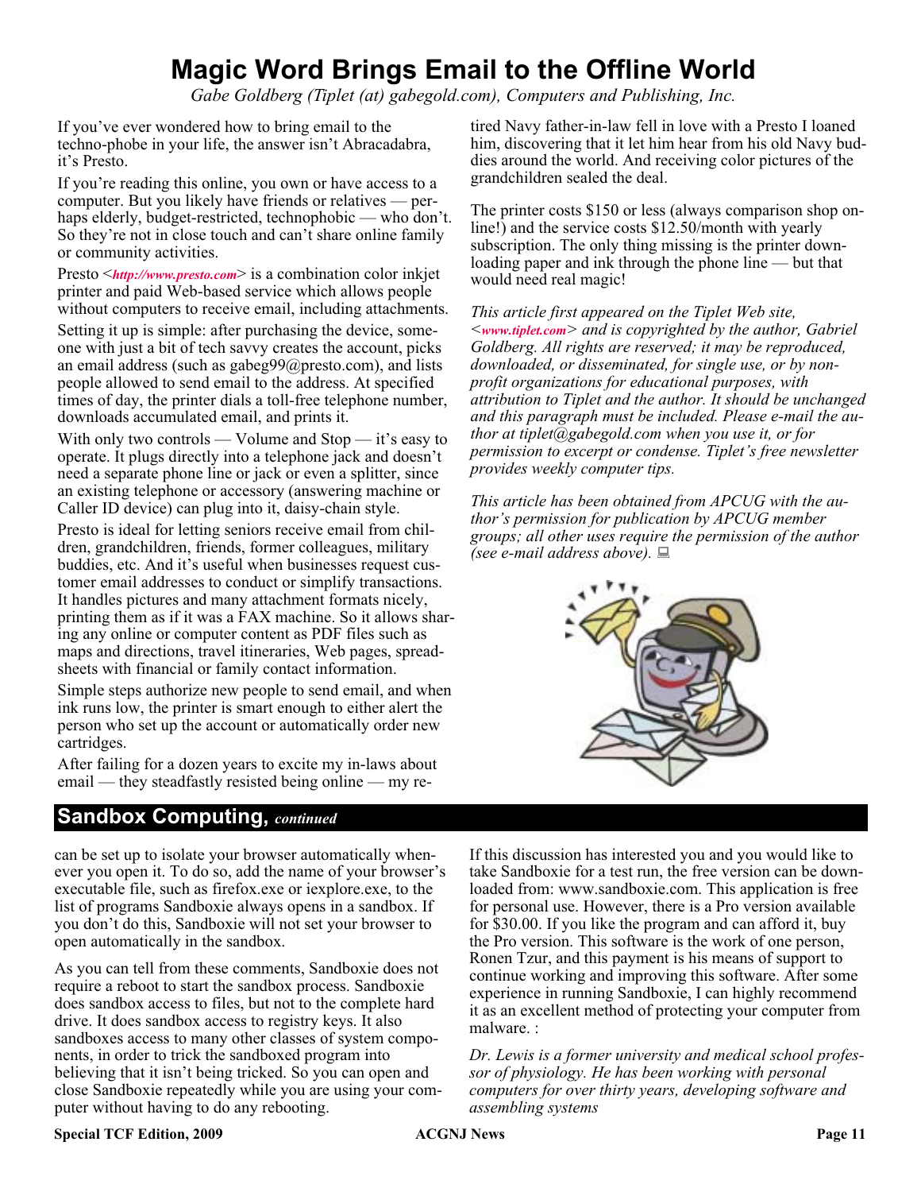# Magic Word Brings Email to the Offline World

*Gabe Goldberg (Tiplet (at) gabegold.com), Computers and Publishing, Inc.*

If you've ever wondered how to bring email to the techno-phobe in your life, the answer isn't Abracadabra, it's Presto.

If you're reading this online, you own or have access to a computer. But you likely have friends or relatives — perhaps elderly, budget-restricted, technophobic — who don't. So they're not in close touch and can't share online family or community activities.

Presto <*http://www.presto.com*> is a combination color inkjet printer and paid Web-based service which allows people without computers to receive email, including attachments.

Setting it up is simple: after purchasing the device, someone with just a bit of tech savvy creates the account, picks an email address (such as gabeg99@presto.com), and lists people allowed to send email to the address. At specified times of day, the printer dials a toll-free telephone number, downloads accumulated email, and prints it.

With only two controls — Volume and Stop — it's easy to operate. It plugs directly into a telephone jack and doesn't need a separate phone line or jack or even a splitter, since an existing telephone or accessory (answering machine or Caller ID device) can plug into it, daisy-chain style.

Presto is ideal for letting seniors receive email from children, grandchildren, friends, former colleagues, military buddies, etc. And it's useful when businesses request customer email addresses to conduct or simplify transactions. It handles pictures and many attachment formats nicely, printing them as if it was a FAX machine. So it allows sharing any online or computer content as PDF files such as maps and directions, travel itineraries, Web pages, spreadsheets with financial or family contact information.

Simple steps authorize new people to send email, and when ink runs low, the printer is smart enough to either alert the person who set up the account or automatically order new cartridges.

After failing for a dozen years to excite my in-laws about email — they steadfastly resisted being online — my retired Navy father-in-law fell in love with a Presto I loaned him, discovering that it let him hear from his old Navy buddies around the world. And receiving color pictures of the grandchildren sealed the deal.

The printer costs $150 or less (always comparison shop online!) and the service costs $12.50/month with yearly subscription. The only thing missing is the printer downloading paper and ink through the phone line — but that would need real magic!

*This article first appeared on the Tiplet Web site, <www.tiplet.com> and is copyrighted by the author, Gabriel Goldberg. All rights are reserved; it may be reproduced, downloaded, or disseminated, for single use, or by non-profit organizations for educational purposes, with attribution to Tiplet and the author. It should be unchanged and this paragraph must be included. Please e-mail the author at tiplet@gabegold.com when you use it, or for permission to excerpt or condense. Tiplet's free newsletter provides weekly computer tips.*

*This article has been obtained from APCUG with the author's permission for publication by APCUG member groups; all other uses require the permission of the author (see e-mail address above).*

## Sandbox Computing, *continued*

can be set up to isolate your browser automatically whenever you open it. To do so, add the name of your browser's executable file, such as firefox.exe or iexplore.exe, to the list of programs Sandboxie always opens in a sandbox. If you don't do this, Sandboxie will not set your browser to open automatically in the sandbox.

As you can tell from these comments, Sandboxie does not require a reboot to start the sandbox process. Sandboxie does sandbox access to files, but not to the complete hard drive. It does sandbox access to registry keys. It also sandboxes access to many other classes of system components, in order to trick the sandboxed program into believing that it isn't being tricked. So you can open and close Sandboxie repeatedly while you are using your computer without having to do any rebooting.

If this discussion has interested you and you would like to take Sandboxie for a test run, the free version can be downloaded from: www.sandboxie.com. This application is free for personal use. However, there is a Pro version available for $30.00. If you like the program and can afford it, buy the Pro version. This software is the work of one person, Ronen Tzur, and this payment is his means of support to continue working and improving this software. After some experience in running Sandboxie, I can highly recommend it as an excellent method of protecting your computer from malware. :

*Dr. Lewis is a former university and medical school professor of physiology. He has been working with personal computers for over thirty years, developing software and assembling systems*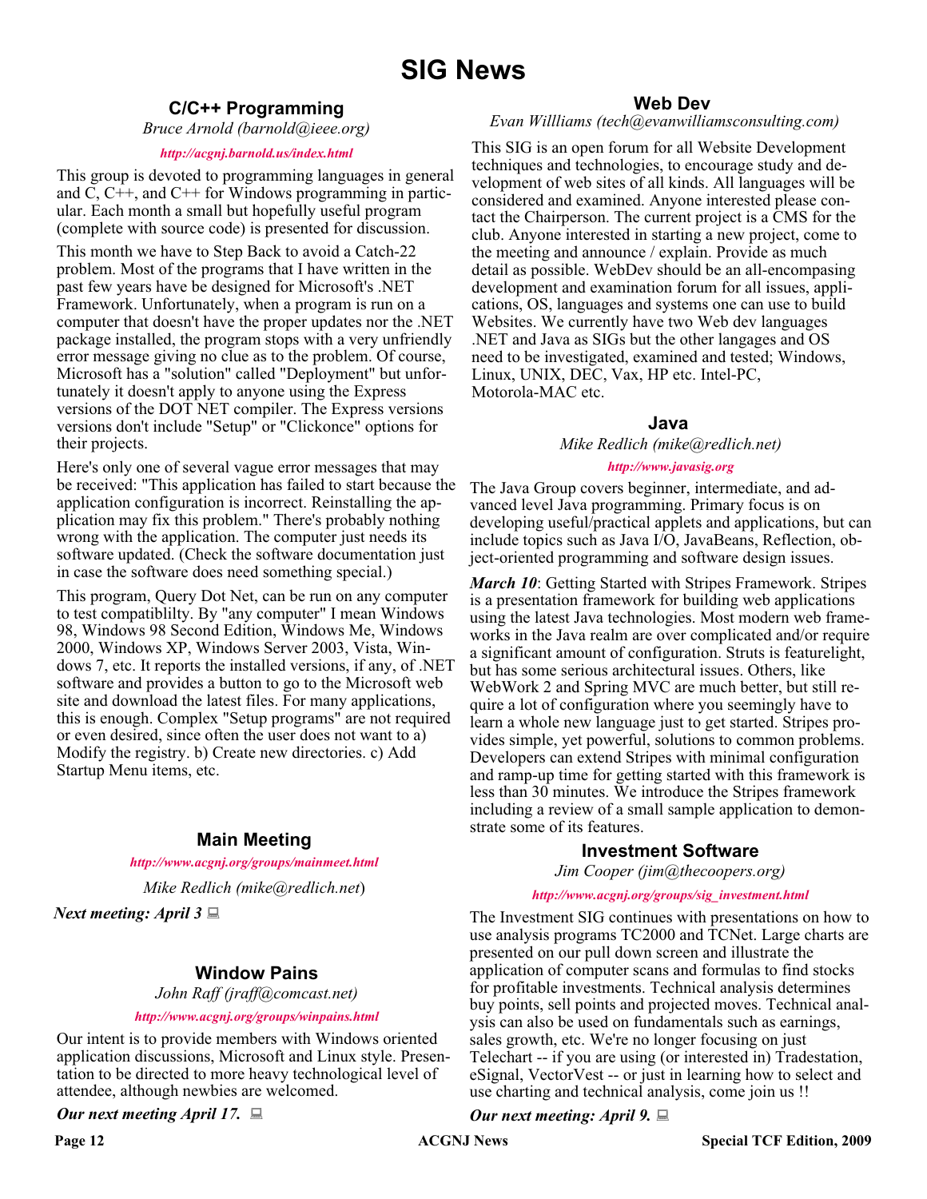# SIG News

## C/C++ Programming

*Bruce Arnold (barnold@ieee.org)*

*http://acgnj.barnold.us/index.html*

This group is devoted to programming languages in general and C, C++, and C++ for Windows programming in particular. Each month a small but hopefully useful program (complete with source code) is presented for discussion.

This month we have to Step Back to avoid a Catch-22 problem. Most of the programs that I have written in the past few years have be designed for Microsoft's .NET Framework. Unfortunately, when a program is run on a computer that doesn't have the proper updates nor the .NET package installed, the program stops with a very unfriendly error message giving no clue as to the problem. Of course, Microsoft has a "solution" called "Deployment" but unfortunately it doesn't apply to anyone using the Express versions of the DOT NET compiler. The Express versions versions don't include "Setup" or "Clickonce" options for their projects.

Here's only one of several vague error messages that may be received: "This application has failed to start because the application configuration is incorrect. Reinstalling the application may fix this problem." There's probably nothing wrong with the application. The computer just needs its software updated. (Check the software documentation just in case the software does need something special.)

This program, Query Dot Net, can be run on any computer to test compatiblilty. By "any computer" I mean Windows 98, Windows 98 Second Edition, Windows Me, Windows 2000, Windows XP, Windows Server 2003, Vista, Windows 7, etc. It reports the installed versions, if any, of .NET software and provides a button to go to the Microsoft web site and download the latest files. For many applications, this is enough. Complex "Setup programs" are not required or even desired, since often the user does not want to a) Modify the registry. b) Create new directories. c) Add Startup Menu items, etc.

## Main Meeting

*http://www.acgnj.org/groups/mainmeet.html*

*Mike Redlich (mike@redlich.net)*

***Next meeting: April 3***

## Window Pains

*John Raff (jraff@comcast.net)*

*http://www.acgnj.org/groups/winpains.html*

Our intent is to provide members with Windows oriented application discussions, Microsoft and Linux style. Presentation to be directed to more heavy technological level of attendee, although newbies are welcomed.

***Our next meeting April 17.***

## Web Dev

*Evan Willliams (tech@evanwilliamsconsulting.com)*

This SIG is an open forum for all Website Development techniques and technologies, to encourage study and development of web sites of all kinds. All languages will be considered and examined. Anyone interested please contact the Chairperson. The current project is a CMS for the club. Anyone interested in starting a new project, come to the meeting and announce / explain. Provide as much detail as possible. WebDev should be an all-encompasing development and examination forum for all issues, applications, OS, languages and systems one can use to build Websites. We currently have two Web dev languages .NET and Java as SIGs but the other langages and OS need to be investigated, examined and tested; Windows, Linux, UNIX, DEC, Vax, HP etc. Intel-PC, Motorola-MAC etc.

## Java

*Mike Redlich (mike@redlich.net)*

*http://www.javasig.org*

The Java Group covers beginner, intermediate, and advanced level Java programming. Primary focus is on developing useful/practical applets and applications, but can include topics such as Java I/O, JavaBeans, Reflection, object-oriented programming and software design issues.

***March 10***: Getting Started with Stripes Framework. Stripes is a presentation framework for building web applications using the latest Java technologies. Most modern web frameworks in the Java realm are over complicated and/or require a significant amount of configuration. Struts is featurelight, but has some serious architectural issues. Others, like WebWork 2 and Spring MVC are much better, but still require a lot of configuration where you seemingly have to learn a whole new language just to get started. Stripes provides simple, yet powerful, solutions to common problems. Developers can extend Stripes with minimal configuration and ramp-up time for getting started with this framework is less than 30 minutes. We introduce the Stripes framework including a review of a small sample application to demonstrate some of its features.

## Investment Software

*Jim Cooper (jim@thecoopers.org)*

*http://www.acgnj.org/groups/sig_investment.html*

The Investment SIG continues with presentations on how to use analysis programs TC2000 and TCNet. Large charts are presented on our pull down screen and illustrate the application of computer scans and formulas to find stocks for profitable investments. Technical analysis determines buy points, sell points and projected moves. Technical analysis can also be used on fundamentals such as earnings, sales growth, etc. We're no longer focusing on just Telechart -- if you are using (or interested in) Tradestation, eSignal, VectorVest -- or just in learning how to select and use charting and technical analysis, come join us !!

***Our next meeting: April 9.***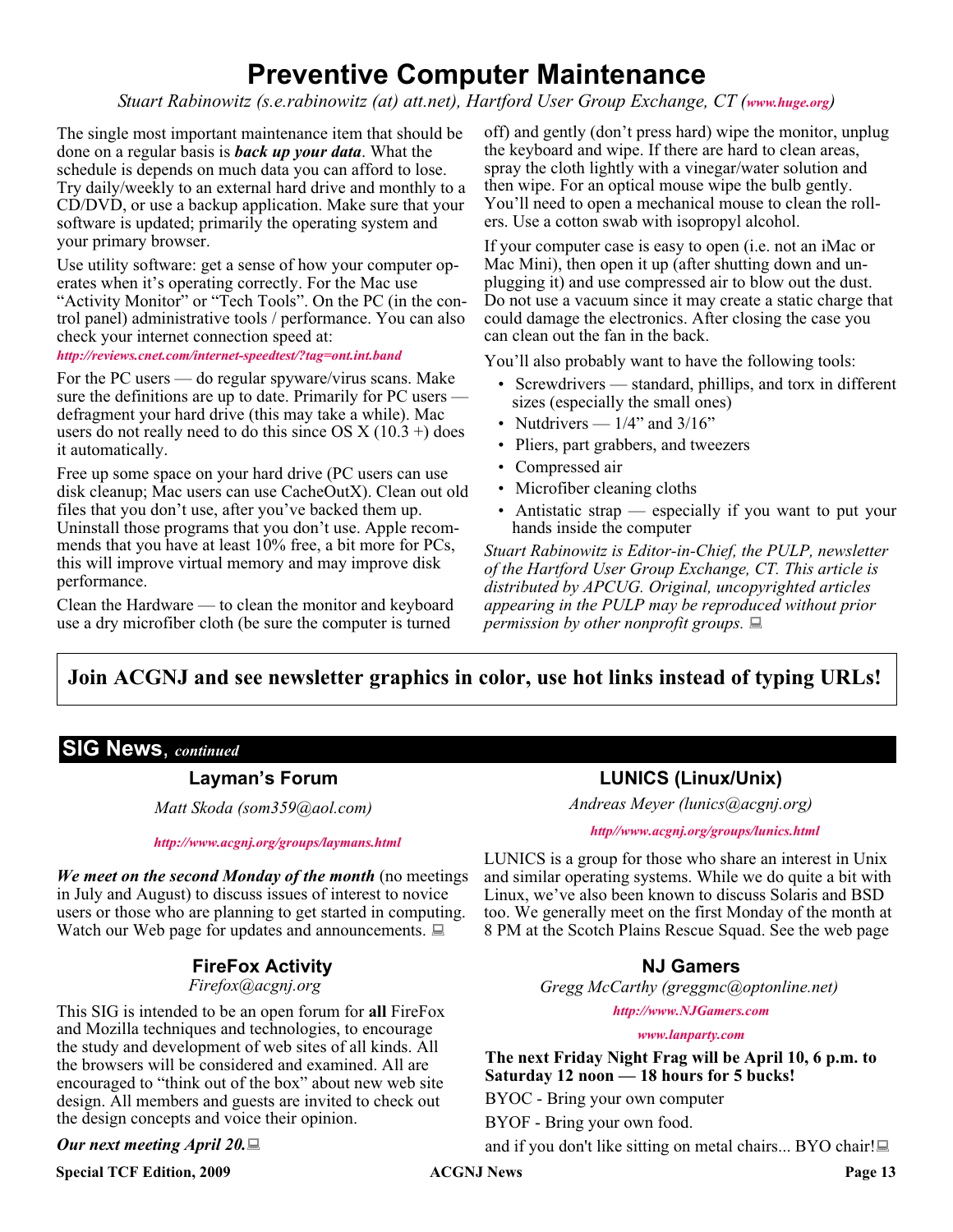# Preventive Computer Maintenance

*Stuart Rabinowitz (s.e.rabinowitz (at) att.net), Hartford User Group Exchange, CT (www.huge.org)*

The single most important maintenance item that should be done on a regular basis is ***back up your data***. What the schedule is depends on much data you can afford to lose. Try daily/weekly to an external hard drive and monthly to a CD/DVD, or use a backup application. Make sure that your software is updated; primarily the operating system and your primary browser.

Use utility software: get a sense of how your computer operates when it's operating correctly. For the Mac use "Activity Monitor" or "Tech Tools". On the PC (in the control panel) administrative tools / performance. You can also check your internet connection speed at:

*http://reviews.cnet.com/internet-speedtest/?tag=ont.int.band*

For the PC users — do regular spyware/virus scans. Make sure the definitions are up to date. Primarily for PC users — defragment your hard drive (this may take a while). Mac users do not really need to do this since OS X (10.3 +) does it automatically.

Free up some space on your hard drive (PC users can use disk cleanup; Mac users can use CacheOutX). Clean out old files that you don't use, after you've backed them up. Uninstall those programs that you don't use. Apple recommends that you have at least 10% free, a bit more for PCs, this will improve virtual memory and may improve disk performance.

Clean the Hardware — to clean the monitor and keyboard use a dry microfiber cloth (be sure the computer is turned off) and gently (don't press hard) wipe the monitor, unplug the keyboard and wipe. If there are hard to clean areas, spray the cloth lightly with a vinegar/water solution and then wipe. For an optical mouse wipe the bulb gently. You'll need to open a mechanical mouse to clean the rollers. Use a cotton swab with isopropyl alcohol.

If your computer case is easy to open (i.e. not an iMac or Mac Mini), then open it up (after shutting down and unplugging it) and use compressed air to blow out the dust. Do not use a vacuum since it may create a static charge that could damage the electronics. After closing the case you can clean out the fan in the back.

You'll also probably want to have the following tools:

- Screwdrivers — standard, phillips, and torx in different sizes (especially the small ones)
- Nutdrivers — 1/4" and 3/16"
- Pliers, part grabbers, and tweezers
- Compressed air
- Microfiber cleaning cloths
- Antistatic strap — especially if you want to put your hands inside the computer

*Stuart Rabinowitz is Editor-in-Chief, the PULP, newsletter of the Hartford User Group Exchange, CT. This article is distributed by APCUG. Original, uncopyrighted articles appearing in the PULP may be reproduced without prior permission by other nonprofit groups.*

**Join ACGNJ and see newsletter graphics in color, use hot links instead of typing URLs!**

## SIG News, *continued*

### Layman's Forum

*Matt Skoda (som359@aol.com)*

*http://www.acgnj.org/groups/laymans.html*

***We meet on the second Monday of the month*** (no meetings in July and August) to discuss issues of interest to novice users or those who are planning to get started in computing. Watch our Web page for updates and announcements.

### FireFox Activity

*Firefox@acgnj.org*

This SIG is intended to be an open forum for **all** FireFox and Mozilla techniques and technologies, to encourage the study and development of web sites of all kinds. All the browsers will be considered and examined. All are encouraged to "think out of the box" about new web site design. All members and guests are invited to check out the design concepts and voice their opinion.

***Our next meeting April 20.***

### LUNICS (Linux/Unix)

*Andreas Meyer (lunics@acgnj.org)*

*http//www.acgnj.org/groups/lunics.html*

LUNICS is a group for those who share an interest in Unix and similar operating systems. While we do quite a bit with Linux, we've also been known to discuss Solaris and BSD too. We generally meet on the first Monday of the month at 8 PM at the Scotch Plains Rescue Squad. See the web page

### NJ Gamers

*Gregg McCarthy (greggmc@optonline.net)*

*http://www.NJGamers.com*

*www.lanparty.com*

**The next Friday Night Frag will be April 10, 6 p.m. to Saturday 12 noon — 18 hours for 5 bucks!**

BYOC - Bring your own computer

BYOF - Bring your own food.

and if you don't like sitting on metal chairs... BYO chair!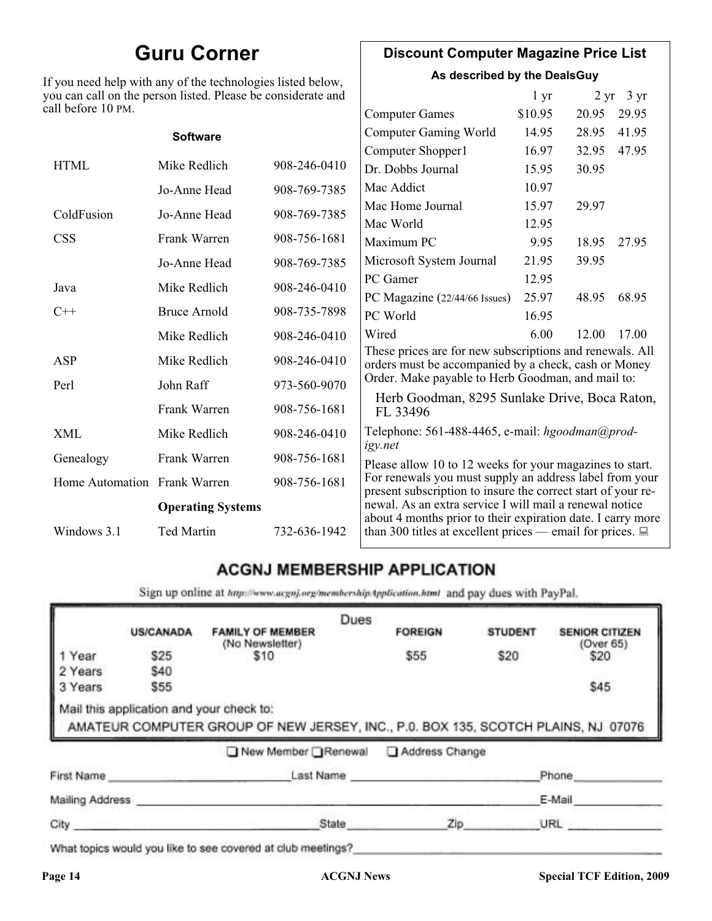# Guru Corner

If you need help with any of the technologies listed below, you can call on the person listed. Please be considerate and call before 10 PM.

**Software**

| | | |
|---|---|---|
| HTML | Mike Redlich | 908-246-0410 |
| | Jo-Anne Head | 908-769-7385 |
| ColdFusion | Jo-Anne Head | 908-769-7385 |
| CSS | Frank Warren | 908-756-1681 |
| | Jo-Anne Head | 908-769-7385 |
| Java | Mike Redlich | 908-246-0410 |
| C++ | Bruce Arnold | 908-735-7898 |
| | Mike Redlich | 908-246-0410 |
| ASP | Mike Redlich | 908-246-0410 |
| Perl | John Raff | 973-560-9070 |
| | Frank Warren | 908-756-1681 |
| XML | Mike Redlich | 908-246-0410 |
| Genealogy | Frank Warren | 908-756-1681 |
| Home Automation | Frank Warren | 908-756-1681 |
| | **Operating Systems** | |
| Windows 3.1 | Ted Martin | 732-636-1942 |

## Discount Computer Magazine Price List

**As described by the DealsGuy**

| | 1 yr | 2 yr | 3 yr |
|---|---|---|---|
| Computer Games | $10.95 | 20.95 | 29.95 |
| Computer Gaming World | 14.95 | 28.95 | 41.95 |
| Computer Shopper1 | 16.97 | 32.95 | 47.95 |
| Dr. Dobbs Journal | 15.95 | 30.95 | |
| Mac Addict | 10.97 | | |
| Mac Home Journal | 15.97 | 29.97 | |
| Mac World | 12.95 | | |
| Maximum PC | 9.95 | 18.95 | 27.95 |
| Microsoft System Journal | 21.95 | 39.95 | |
| PC Gamer | 12.95 | | |
| PC Magazine (22/44/66 Issues) | 25.97 | 48.95 | 68.95 |
| PC World | 16.95 | | |
| Wired | 6.00 | 12.00 | 17.00 |

These prices are for new subscriptions and renewals. All orders must be accompanied by a check, cash or Money Order. Make payable to Herb Goodman, and mail to:

Herb Goodman, 8295 Sunlake Drive, Boca Raton, FL 33496

Telephone: 561-488-4465, e-mail: *hgoodman@prodigy.net*

Please allow 10 to 12 weeks for your magazines to start. For renewals you must supply an address label from your present subscription to insure the correct start of your renewal. As an extra service I will mail a renewal notice about 4 months prior to their expiration date. I carry more than 300 titles at excellent prices — email for prices.

## ACGNJ MEMBERSHIP APPLICATION

Sign up online at http://www.acgnj.org/membershipApplication.html and pay dues with PayPal.

**Dues**

| | US/CANADA | FAMILY OF MEMBER (No Newsletter) | FOREIGN | STUDENT | SENIOR CITIZEN (Over 65) |
|---|---|---|---|---|---|
| 1 Year | $25 | $10 | $55 | $20 | $20 |
| 2 Years | $40 | | | | |
| 3 Years | $55 | | | | $45 |

Mail this application and your check to:

AMATEUR COMPUTER GROUP OF NEW JERSEY, INC., P.0. BOX 135, SCOTCH PLAINS, NJ 07076

☐ New Member ☐ Renewal ☐ Address Change

First Name ____________ Last Name ____________ Phone ____________

Mailing Address ____________ E-Mail ____________

City ____________ State ______ Zip ______ URL ____________

What topics would you like to see covered at club meetings? ____________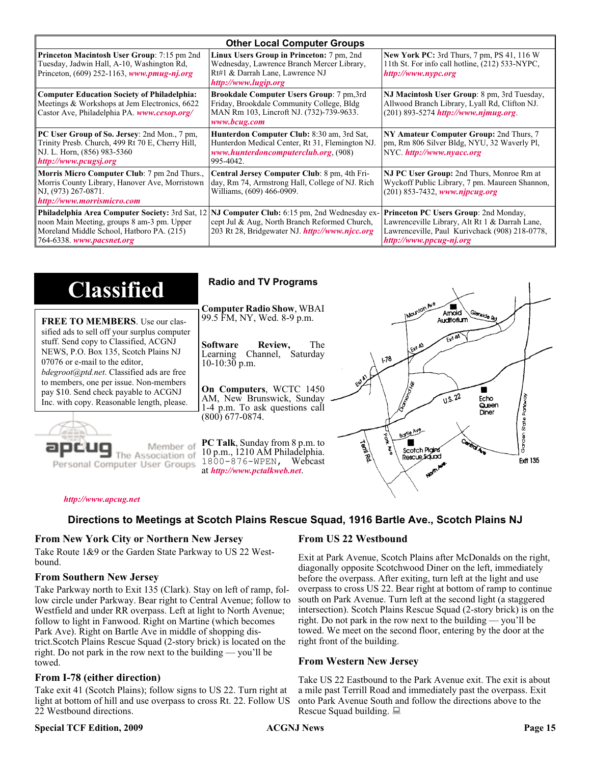## Other Local Computer Groups

| | | |
|---|---|---|
| **Princeton Macintosh User Group**: 7:15 pm 2nd Tuesday, Jadwin Hall, A-10, Washington Rd, Princeton, (609) 252-1163, ***www.pmug-nj.org*** | **Linux Users Group in Princeton:** 7 pm, 2nd Wednesday, Lawrence Branch Mercer Library, Rt#1 & Darrah Lane, Lawrence NJ ***http://www.lugip.org*** | **New York PC:** 3rd Thurs, 7 pm, PS 41, 116 W 11th St. For info call hotline, (212) 533-NYPC, ***http://www.nypc.org*** |
| **Computer Education Society of Philadelphia:** Meetings & Workshops at Jem Electronics, 6622 Castor Ave, Philadelphia PA. ***www.cesop.org/*** | **Brookdale Computer Users Group**: 7 pm,3rd Friday, Brookdale Community College, Bldg MAN Rm 103, Lincroft NJ. (732)-739-9633. ***www.bcug.com*** | **NJ Macintosh User Group**: 8 pm, 3rd Tuesday, Allwood Branch Library, Lyall Rd, Clifton NJ. (201) 893-5274 ***http://www.njmug.org***. |
| **PC User Group of So. Jersey**: 2nd Mon., 7 pm, Trinity Presb. Church, 499 Rt 70 E, Cherry Hill, NJ. L. Horn, (856) 983-5360 ***http://www.pcugsj.org*** | **Hunterdon Computer Club:** 8:30 am, 3rd Sat, Hunterdon Medical Center, Rt 31, Flemington NJ. ***www.hunterdoncomputerclub.org***, (908) 995-4042. | **NY Amateur Computer Group:** 2nd Thurs, 7 pm, Rm 806 Silver Bldg, NYU, 32 Waverly Pl, NYC. ***http://www.nyacc.org*** |
| **Morris Micro Computer Club**: 7 pm 2nd Thurs., Morris County Library, Hanover Ave, Morristown NJ, (973) 267-0871. ***http://www.morrismicro.com*** | **Central Jersey Computer Club**: 8 pm, 4th Friday, Rm 74, Armstrong Hall, College of NJ. Rich Williams, (609) 466-0909. | **NJ PC User Group:** 2nd Thurs, Monroe Rm at Wyckoff Public Library, 7 pm. Maureen Shannon, (201) 853-7432, ***www.njpcug.org*** |
| **Philadelphia Area Computer Society:** 3rd Sat, 12 noon Main Meeting, groups 8 am-3 pm. Upper Moreland Middle School, Hatboro PA. (215) 764-6338. ***www.pacsnet.org*** | **NJ Computer Club:** 6:15 pm, 2nd Wednesday except Jul & Aug, North Branch Reformed Church, 203 Rt 28, Bridgewater NJ. ***http://www.njcc.org*** | **Princeton PC Users Group**: 2nd Monday, Lawrenceville Library, Alt Rt 1 & Darrah Lane, Lawrenceville, Paul Kurivchack (908) 218-0778, ***http://www.ppcug-nj.org*** |

# Classified

**FREE TO MEMBERS**. Use our classified ads to sell off your surplus computer stuff. Send copy to Classified, ACGNJ NEWS, P.O. Box 135, Scotch Plains NJ 07076 or e-mail to the editor, *bdegroot@ptd.net*. Classified ads are free to members, one per issue. Non-members pay $10. Send check payable to ACGNJ Inc. with copy. Reasonable length, please.

apcug Member of The Association of Personal Computer User Groups

***http://www.apcug.net***

## Radio and TV Programs

**Computer Radio Show**, WBAI 99.5 FM, NY, Wed. 8-9 p.m.

**Software Review,** The Learning Channel, Saturday 10-10:30 p.m.

**On Computers**, WCTC 1450 AM, New Brunswick, Sunday 1-4 p.m. To ask questions call (800) 677-0874.

**PC Talk**, Sunday from 8 p.m. to 10 p.m., 1210 AM Philadelphia. 1800-876-WPEN, Webcast at ***http://www.pctalkweb.net***.

## Directions to Meetings at Scotch Plains Rescue Squad, 1916 Bartle Ave., Scotch Plains NJ

### From New York City or Northern New Jersey

Take Route 1&9 or the Garden State Parkway to US 22 Westbound.

### From Southern New Jersey

Take Parkway north to Exit 135 (Clark). Stay on left of ramp, follow circle under Parkway. Bear right to Central Avenue; follow to Westfield and under RR overpass. Left at light to North Avenue; follow to light in Fanwood. Right on Martine (which becomes Park Ave). Right on Bartle Ave in middle of shopping district.Scotch Plains Rescue Squad (2-story brick) is located on the right. Do not park in the row next to the building — you'll be towed.

### From I-78 (either direction)

Take exit 41 (Scotch Plains); follow signs to US 22. Turn right at light at bottom of hill and use overpass to cross Rt. 22. Follow US 22 Westbound directions.

### From US 22 Westbound

Exit at Park Avenue, Scotch Plains after McDonalds on the right, diagonally opposite Scotchwood Diner on the left, immediately before the overpass. After exiting, turn left at the light and use overpass to cross US 22. Bear right at bottom of ramp to continue south on Park Avenue. Turn left at the second light (a staggered intersection). Scotch Plains Rescue Squad (2-story brick) is on the right. Do not park in the row next to the building — you'll be towed. We meet on the second floor, entering by the door at the right front of the building.

### From Western New Jersey

Take US 22 Eastbound to the Park Avenue exit. The exit is about a mile past Terrill Road and immediately past the overpass. Exit onto Park Avenue South and follow the directions above to the Rescue Squad building.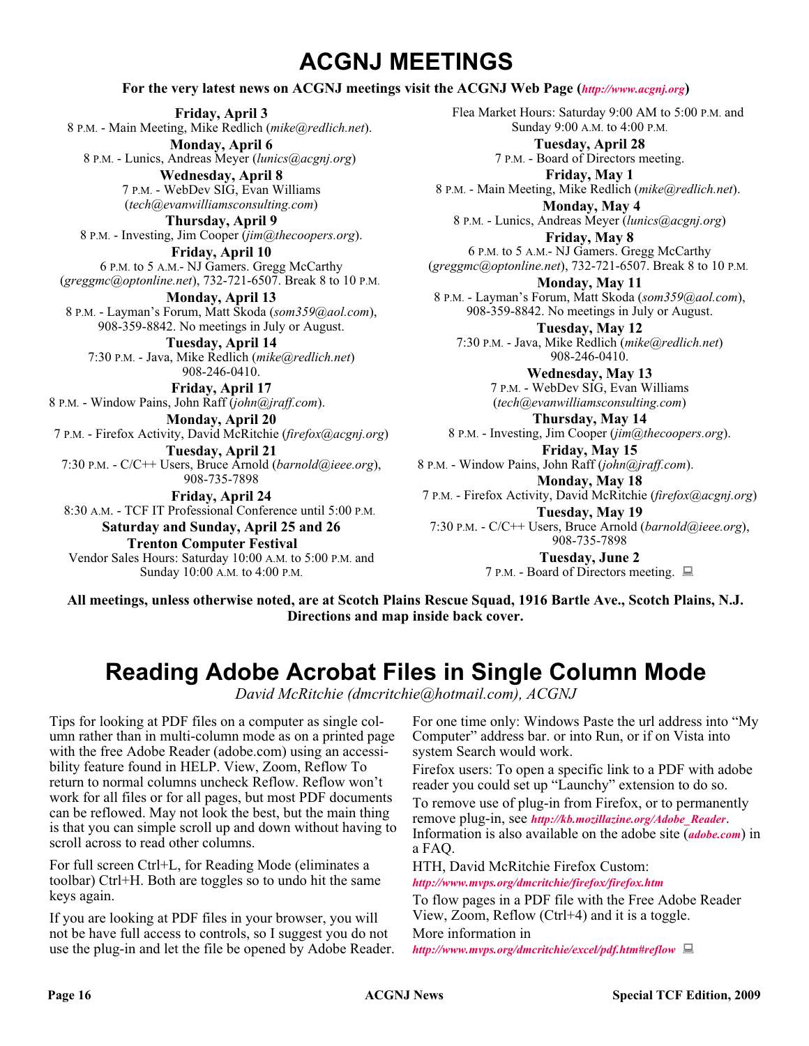# ACGNJ MEETINGS

**For the very latest news on ACGNJ meetings visit the ACGNJ Web Page (*http://www.acgnj.org*)**

**Friday, April 3**
8 P.M. - Main Meeting, Mike Redlich (*mike@redlich.net*).

**Monday, April 6**
8 P.M. - Lunics, Andreas Meyer (*lunics@acgnj.org*)

**Wednesday, April 8**
7 P.M. - WebDev SIG, Evan Williams (*tech@evanwilliamsconsulting.com*)

**Thursday, April 9**
8 P.M. - Investing, Jim Cooper (*jim@thecoopers.org*).

**Friday, April 10**
6 P.M. to 5 A.M.- NJ Gamers. Gregg McCarthy (*greggmc@optonline.net*), 732-721-6507. Break 8 to 10 P.M.

**Monday, April 13**
8 P.M. - Layman's Forum, Matt Skoda (*som359@aol.com*), 908-359-8842. No meetings in July or August.

**Tuesday, April 14**
7:30 P.M. - Java, Mike Redlich (*mike@redlich.net*) 908-246-0410.

**Friday, April 17**
8 P.M. - Window Pains, John Raff (*john@jraff.com*).

**Monday, April 20**
7 P.M. - Firefox Activity, David McRitchie (*firefox@acgnj.org*)

**Tuesday, April 21**
7:30 P.M. - C/C++ Users, Bruce Arnold (*barnold@ieee.org*), 908-735-7898

**Friday, April 24**
8:30 A.M. - TCF IT Professional Conference until 5:00 P.M.

**Saturday and Sunday, April 25 and 26**
**Trenton Computer Festival**
Vendor Sales Hours: Saturday 10:00 A.M. to 5:00 P.M. and Sunday 10:00 A.M. to 4:00 P.M.
Flea Market Hours: Saturday 9:00 AM to 5:00 P.M. and Sunday 9:00 A.M. to 4:00 P.M.

**Tuesday, April 28**
7 P.M. - Board of Directors meeting.

**Friday, May 1**
8 P.M. - Main Meeting, Mike Redlich (*mike@redlich.net*).

**Monday, May 4**
8 P.M. - Lunics, Andreas Meyer (*lunics@acgnj.org*)

**Friday, May 8**
6 P.M. to 5 A.M.- NJ Gamers. Gregg McCarthy (*greggmc@optonline.net*), 732-721-6507. Break 8 to 10 P.M.

**Monday, May 11**
8 P.M. - Layman's Forum, Matt Skoda (*som359@aol.com*), 908-359-8842. No meetings in July or August.

**Tuesday, May 12**
7:30 P.M. - Java, Mike Redlich (*mike@redlich.net*) 908-246-0410.

**Wednesday, May 13**
7 P.M. - WebDev SIG, Evan Williams (*tech@evanwilliamsconsulting.com*)

**Thursday, May 14**
8 P.M. - Investing, Jim Cooper (*jim@thecoopers.org*).

**Friday, May 15**
8 P.M. - Window Pains, John Raff (*john@jraff.com*).

**Monday, May 18**
7 P.M. - Firefox Activity, David McRitchie (*firefox@acgnj.org*)

**Tuesday, May 19**
7:30 P.M. - C/C++ Users, Bruce Arnold (*barnold@ieee.org*), 908-735-7898

**Tuesday, June 2**
7 P.M. - Board of Directors meeting.

**All meetings, unless otherwise noted, are at Scotch Plains Rescue Squad, 1916 Bartle Ave., Scotch Plains, N.J. Directions and map inside back cover.**

# Reading Adobe Acrobat Files in Single Column Mode

*David McRitchie (dmcritchie@hotmail.com), ACGNJ*

Tips for looking at PDF files on a computer as single column rather than in multi-column mode as on a printed page with the free Adobe Reader (adobe.com) using an accessibility feature found in HELP. View, Zoom, Reflow To return to normal columns uncheck Reflow. Reflow won't work for all files or for all pages, but most PDF documents can be reflowed. May not look the best, but the main thing is that you can simple scroll up and down without having to scroll across to read other columns.

For full screen Ctrl+L, for Reading Mode (eliminates a toolbar) Ctrl+H. Both are toggles so to undo hit the same keys again.

If you are looking at PDF files in your browser, you will not be have full access to controls, so I suggest you do not use the plug-in and let the file be opened by Adobe Reader.

For one time only: Windows Paste the url address into "My Computer" address bar. or into Run, or if on Vista into system Search would work.

Firefox users: To open a specific link to a PDF with adobe reader you could set up "Launchy" extension to do so.

To remove use of plug-in from Firefox, or to permanently remove plug-in, see *http://kb.mozillazine.org/Adobe_Reader*. Information is also available on the adobe site (*adobe.com*) in a FAQ.

HTH, David McRitchie Firefox Custom:
*http://www.mvps.org/dmcritchie/firefox/firefox.htm*

To flow pages in a PDF file with the Free Adobe Reader View, Zoom, Reflow (Ctrl+4) and it is a toggle.

More information in
*http://www.mvps.org/dmcritchie/excel/pdf.htm#reflow*